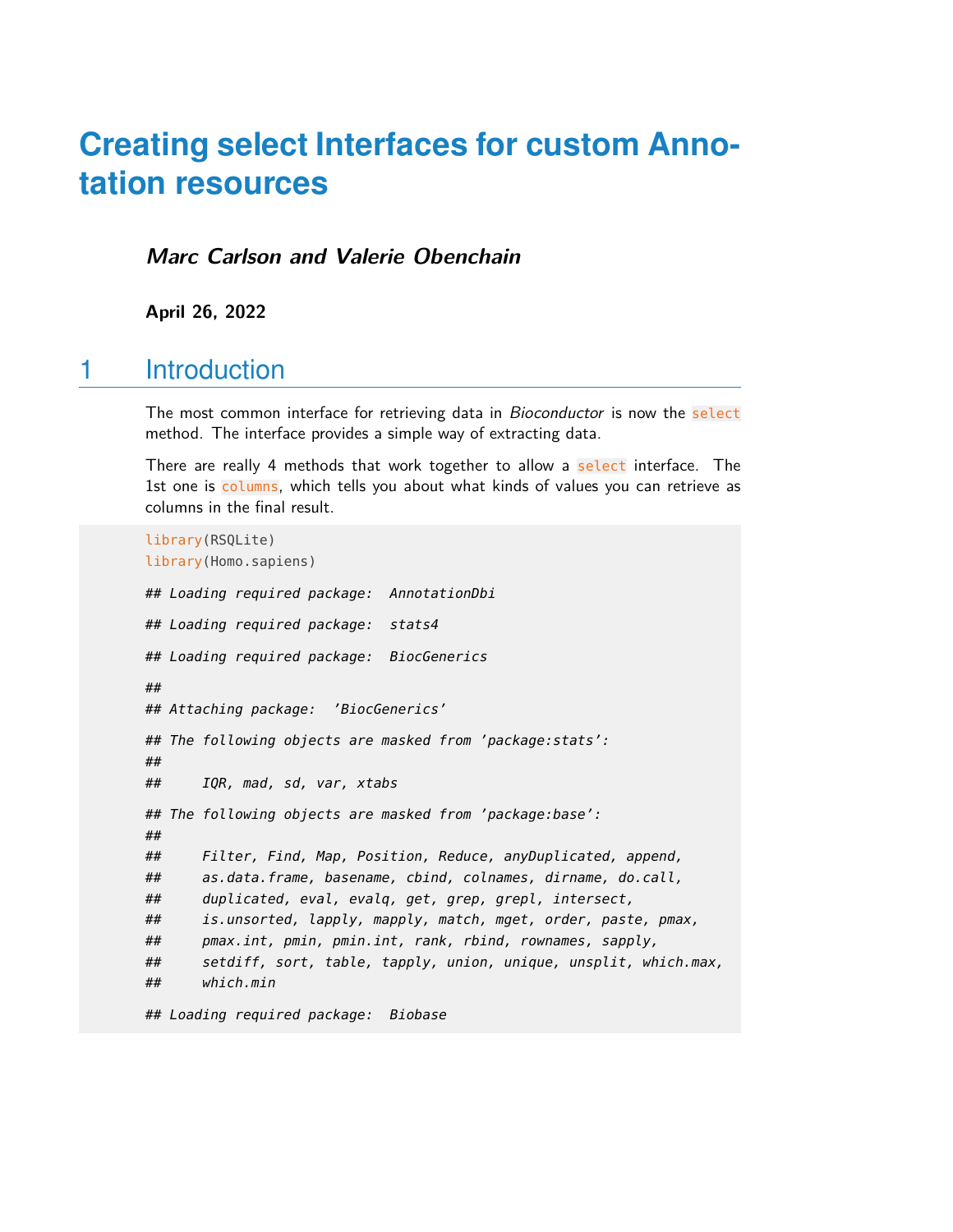# Creating select Interfaces for custom Annotation resources

***Marc Carlson and Valerie Obenchain***

**April 26, 2022**

## 1 Introduction

The most common interface for retrieving data in *Bioconductor* is now the `select` method. The interface provides a simple way of extracting data.

There are really 4 methods that work together to allow a `select` interface. The 1st one is `columns`, which tells you about what kinds of values you can retrieve as columns in the final result.

```
library(RSQLite)
library(Homo.sapiens)

## Loading required package:  AnnotationDbi

## Loading required package:  stats4

## Loading required package:  BiocGenerics

##
## Attaching package:  'BiocGenerics'

## The following objects are masked from 'package:stats':
##
##     IQR, mad, sd, var, xtabs

## The following objects are masked from 'package:base':
##
##     Filter, Find, Map, Position, Reduce, anyDuplicated, append,
##     as.data.frame, basename, cbind, colnames, dirname, do.call,
##     duplicated, eval, evalq, get, grep, grepl, intersect,
##     is.unsorted, lapply, mapply, match, mget, order, paste, pmax,
##     pmax.int, pmin, pmin.int, rank, rbind, rownames, sapply,
##     setdiff, sort, table, tapply, union, unique, unsplit, which.max,
##     which.min

## Loading required package:  Biobase
```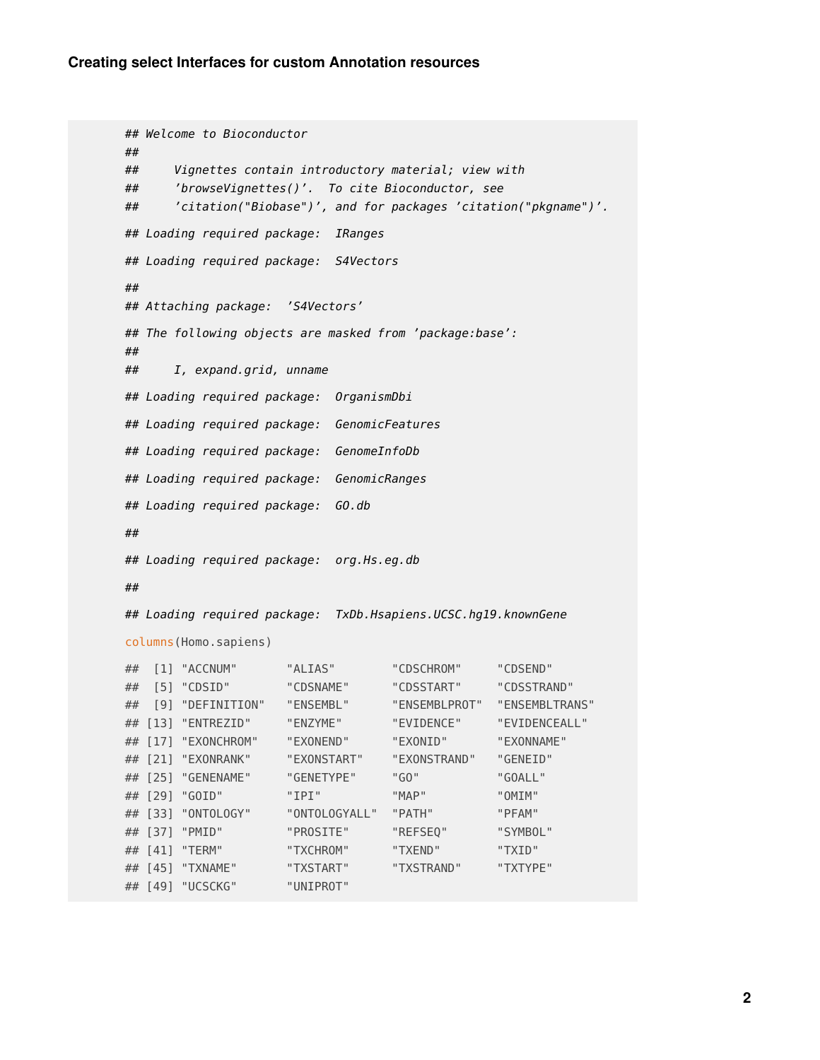```
## Welcome to Bioconductor
##
##     Vignettes contain introductory material; view with
##     'browseVignettes()'.  To cite Bioconductor, see
##     'citation("Biobase")', and for packages 'citation("pkgname")'.

## Loading required package:  IRanges

## Loading required package:  S4Vectors

##
## Attaching package:  'S4Vectors'

## The following objects are masked from 'package:base':
##
##     I, expand.grid, unname

## Loading required package:  OrganismDbi

## Loading required package:  GenomicFeatures

## Loading required package:  GenomeInfoDb

## Loading required package:  GenomicRanges

## Loading required package:  GO.db

##

## Loading required package:  org.Hs.eg.db

##

## Loading required package:  TxDb.Hsapiens.UCSC.hg19.knownGene

columns(Homo.sapiens)

##  [1] "ACCNUM"       "ALIAS"        "CDSCHROM"     "CDSEND"
##  [5] "CDSID"        "CDSNAME"      "CDSSTART"     "CDSSTRAND"
##  [9] "DEFINITION"   "ENSEMBL"      "ENSEMBLPROT"  "ENSEMBLTRANS"
## [13] "ENTREZID"     "ENZYME"       "EVIDENCE"     "EVIDENCEALL"
## [17] "EXONCHROM"    "EXONEND"      "EXONID"       "EXONNAME"
## [21] "EXONRANK"     "EXONSTART"    "EXONSTRAND"   "GENEID"
## [25] "GENENAME"     "GENETYPE"     "GO"           "GOALL"
## [29] "GOID"         "IPI"          "MAP"          "OMIM"
## [33] "ONTOLOGY"     "ONTOLOGYALL"  "PATH"         "PFAM"
## [37] "PMID"         "PROSITE"      "REFSEQ"       "SYMBOL"
## [41] "TERM"         "TXCHROM"      "TXEND"        "TXID"
## [45] "TXNAME"       "TXSTART"      "TXSTRAND"     "TXTYPE"
## [49] "UCSCKG"       "UNIPROT"
```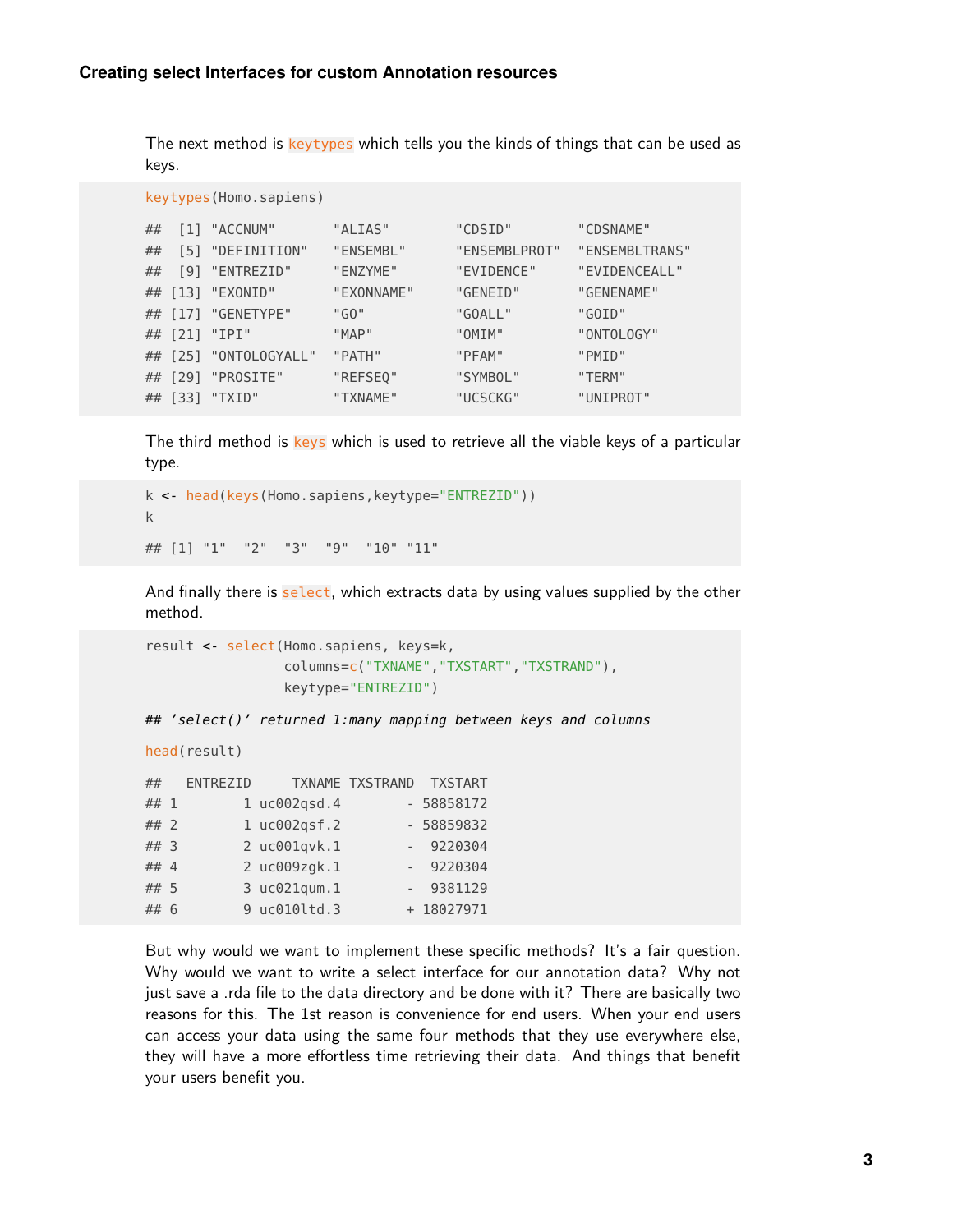The next method is `keytypes` which tells you the kinds of things that can be used as keys.

```
keytypes(Homo.sapiens)

##  [1] "ACCNUM"       "ALIAS"        "CDSID"        "CDSNAME"
##  [5] "DEFINITION"   "ENSEMBL"      "ENSEMBLPROT"  "ENSEMBLTRANS"
##  [9] "ENTREZID"     "ENZYME"       "EVIDENCE"     "EVIDENCEALL"
## [13] "EXONID"       "EXONNAME"     "GENEID"       "GENENAME"
## [17] "GENETYPE"     "GO"           "GOALL"        "GOID"
## [21] "IPI"          "MAP"          "OMIM"         "ONTOLOGY"
## [25] "ONTOLOGYALL"  "PATH"         "PFAM"         "PMID"
## [29] "PROSITE"      "REFSEQ"       "SYMBOL"       "TERM"
## [33] "TXID"         "TXNAME"       "UCSCKG"       "UNIPROT"
```

The third method is `keys` which is used to retrieve all the viable keys of a particular type.

```
k <- head(keys(Homo.sapiens,keytype="ENTREZID"))
k

## [1] "1"  "2"  "3"  "9"  "10" "11"
```

And finally there is `select`, which extracts data by using values supplied by the other method.

```
result <- select(Homo.sapiens, keys=k,
                 columns=c("TXNAME","TXSTART","TXSTRAND"),
                 keytype="ENTREZID")

## 'select()' returned 1:many mapping between keys and columns

head(result)

##   ENTREZID     TXNAME TXSTRAND  TXSTART
## 1        1 uc002qsd.4        - 58858172
## 2        1 uc002qsf.2        - 58859832
## 3        2 uc001qvk.1        -  9220304
## 4        2 uc009zgk.1        -  9220304
## 5        3 uc021qum.1        -  9381129
## 6        9 uc010ltd.3        + 18027971
```

But why would we want to implement these specific methods? It's a fair question. Why would we want to write a select interface for our annotation data? Why not just save a .rda file to the data directory and be done with it? There are basically two reasons for this. The 1st reason is convenience for end users. When your end users can access your data using the same four methods that they use everywhere else, they will have a more effortless time retrieving their data. And things that benefit your users benefit you.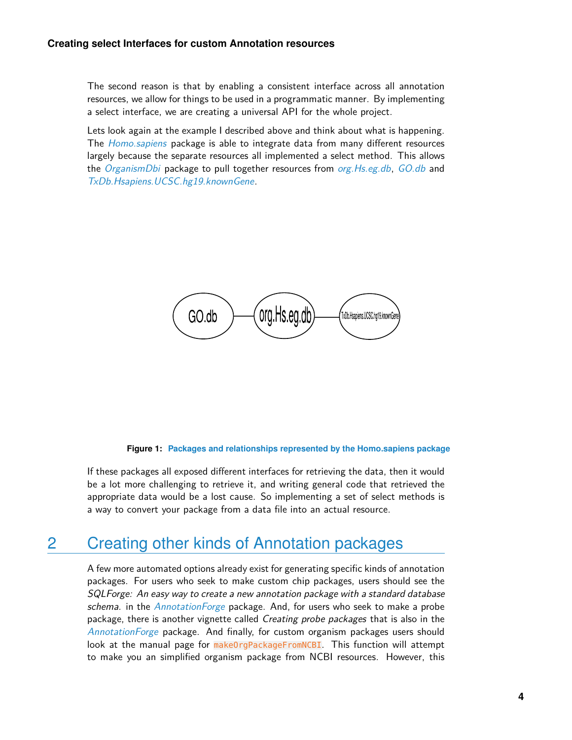The second reason is that by enabling a consistent interface across all annotation resources, we allow for things to be used in a programmatic manner. By implementing a select interface, we are creating a universal API for the whole project.

Lets look again at the example I described above and think about what is happening. The *Homo.sapiens* package is able to integrate data from many different resources largely because the separate resources all implemented a select method. This allows the *OrganismDbi* package to pull together resources from *org.Hs.eg.db*, *GO.db* and *TxDb.Hsapiens.UCSC.hg19.knownGene*.

**Figure 1: Packages and relationships represented by the Homo.sapiens package**

If these packages all exposed different interfaces for retrieving the data, then it would be a lot more challenging to retrieve it, and writing general code that retrieved the appropriate data would be a lost cause. So implementing a set of select methods is a way to convert your package from a data file into an actual resource.

## 2 Creating other kinds of Annotation packages

A few more automated options already exist for generating specific kinds of annotation packages. For users who seek to make custom chip packages, users should see the *SQLForge: An easy way to create a new annotation package with a standard database schema.* in the *AnnotationForge* package. And, for users who seek to make a probe package, there is another vignette called *Creating probe packages* that is also in the *AnnotationForge* package. And finally, for custom organism packages users should look at the manual page for `makeOrgPackageFromNCBI`. This function will attempt to make you an simplified organism package from NCBI resources. However, this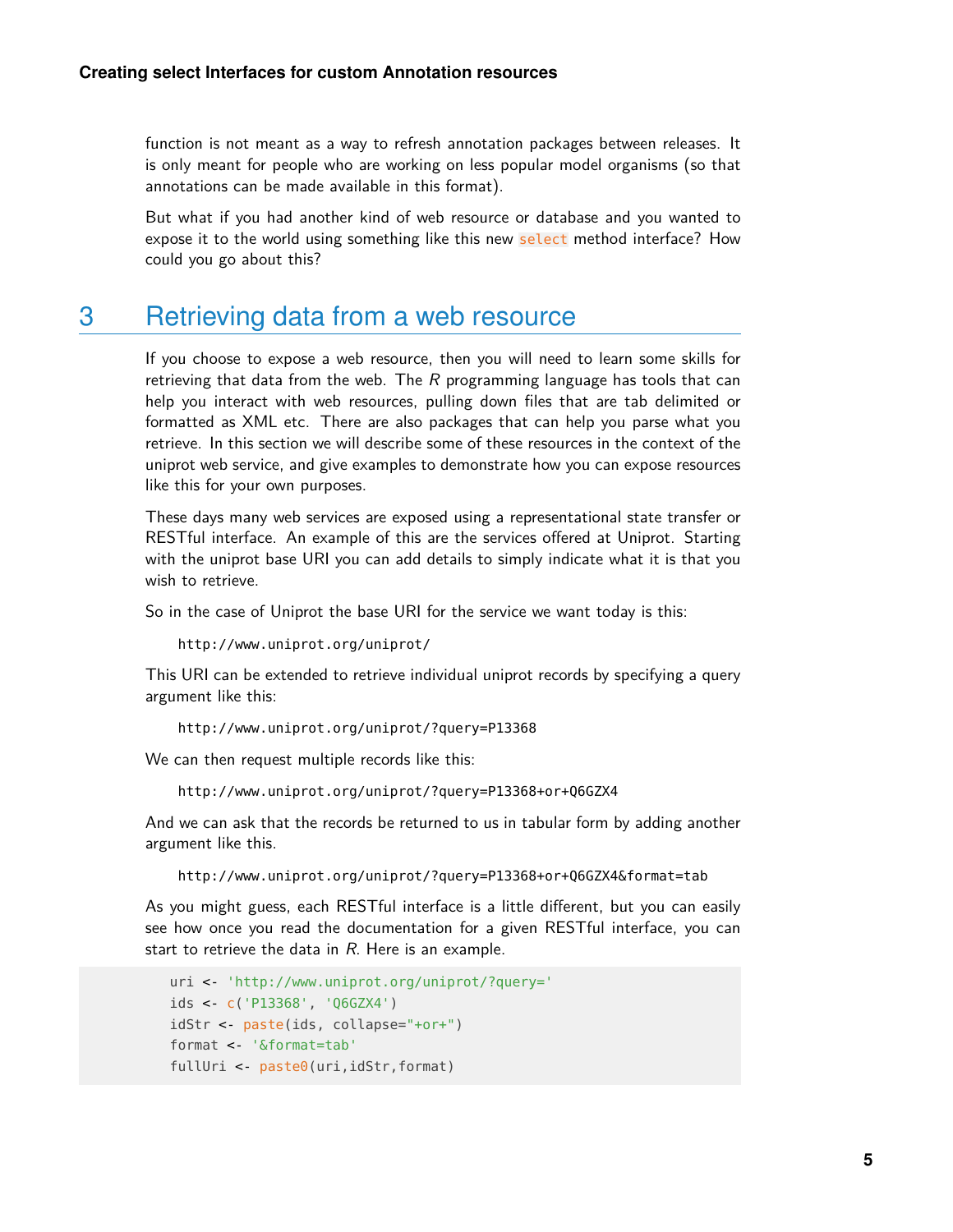function is not meant as a way to refresh annotation packages between releases. It is only meant for people who are working on less popular model organisms (so that annotations can be made available in this format).

But what if you had another kind of web resource or database and you wanted to expose it to the world using something like this new `select` method interface? How could you go about this?

# 3 Retrieving data from a web resource

If you choose to expose a web resource, then you will need to learn some skills for retrieving that data from the web. The *R* programming language has tools that can help you interact with web resources, pulling down files that are tab delimited or formatted as XML etc. There are also packages that can help you parse what you retrieve. In this section we will describe some of these resources in the context of the uniprot web service, and give examples to demonstrate how you can expose resources like this for your own purposes.

These days many web services are exposed using a representational state transfer or RESTful interface. An example of this are the services offered at Uniprot. Starting with the uniprot base URI you can add details to simply indicate what it is that you wish to retrieve.

So in the case of Uniprot the base URI for the service we want today is this:

```
http://www.uniprot.org/uniprot/
```

This URI can be extended to retrieve individual uniprot records by specifying a query argument like this:

```
http://www.uniprot.org/uniprot/?query=P13368
```

We can then request multiple records like this:

```
http://www.uniprot.org/uniprot/?query=P13368+or+Q6GZX4
```

And we can ask that the records be returned to us in tabular form by adding another argument like this.

```
http://www.uniprot.org/uniprot/?query=P13368+or+Q6GZX4&format=tab
```

As you might guess, each RESTful interface is a little different, but you can easily see how once you read the documentation for a given RESTful interface, you can start to retrieve the data in *R*. Here is an example.

```
uri <- 'http://www.uniprot.org/uniprot/?query='
ids <- c('P13368', 'Q6GZX4')
idStr <- paste(ids, collapse="+or+")
format <- '&format=tab'
fullUri <- paste0(uri,idStr,format)
```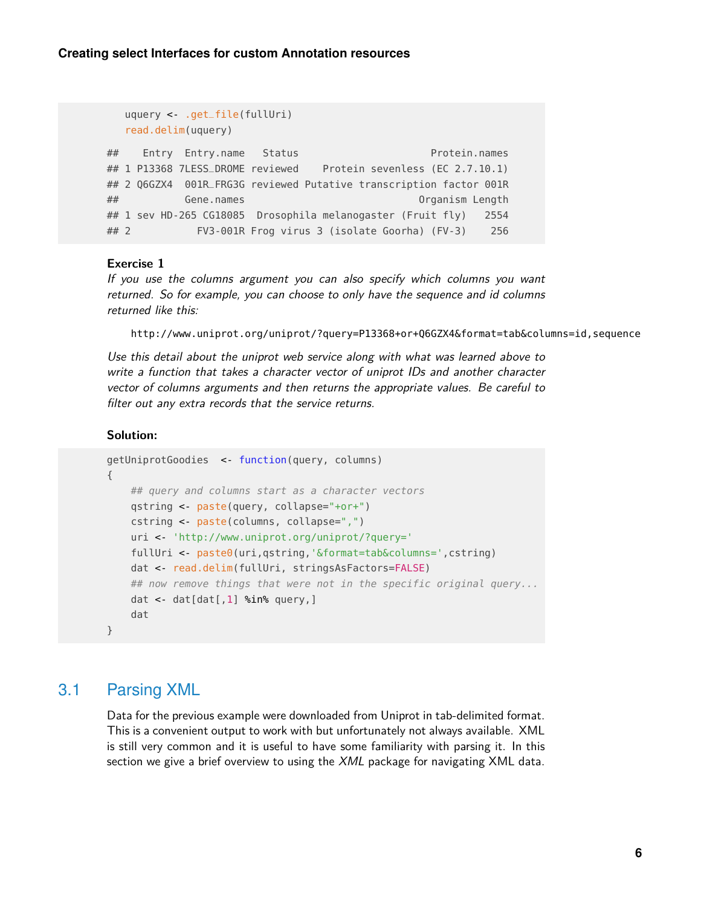```
uquery <- .get_file(fullUri)
read.delim(uquery)

##    Entry  Entry.name   Status                       Protein.names
## 1 P13368 7LESS_DROME reviewed    Protein sevenless (EC 2.7.10.1)
## 2 Q6GZX4  001R_FRG3G reviewed Putative transcription factor 001R
##           Gene.names                             Organism Length
## 1 sev HD-265 CG18085  Drosophila melanogaster (Fruit fly)   2554
## 2           FV3-001R Frog virus 3 (isolate Goorha) (FV-3)    256
```

**Exercise 1**

*If you use the columns argument you can also specify which columns you want returned. So for example, you can choose to only have the sequence and id columns returned like this:*

```
http://www.uniprot.org/uniprot/?query=P13368+or+Q6GZX4&format=tab&columns=id,sequence
```

*Use this detail about the uniprot web service along with what was learned above to write a function that takes a character vector of uniprot IDs and another character vector of columns arguments and then returns the appropriate values. Be careful to filter out any extra records that the service returns.*

**Solution:**

```
getUniprotGoodies  <- function(query, columns)
{
    ## query and columns start as a character vectors
    qstring <- paste(query, collapse="+or+")
    cstring <- paste(columns, collapse=",")
    uri <- 'http://www.uniprot.org/uniprot/?query='
    fullUri <- paste0(uri,qstring,'&format=tab&columns=',cstring)
    dat <- read.delim(fullUri, stringsAsFactors=FALSE)
    ## now remove things that were not in the specific original query...
    dat <- dat[dat[,1] %in% query,]
    dat
}
```

## 3.1 Parsing XML

Data for the previous example were downloaded from Uniprot in tab-delimited format. This is a convenient output to work with but unfortunately not always available. XML is still very common and it is useful to have some familiarity with parsing it. In this section we give a brief overview to using the *XML* package for navigating XML data.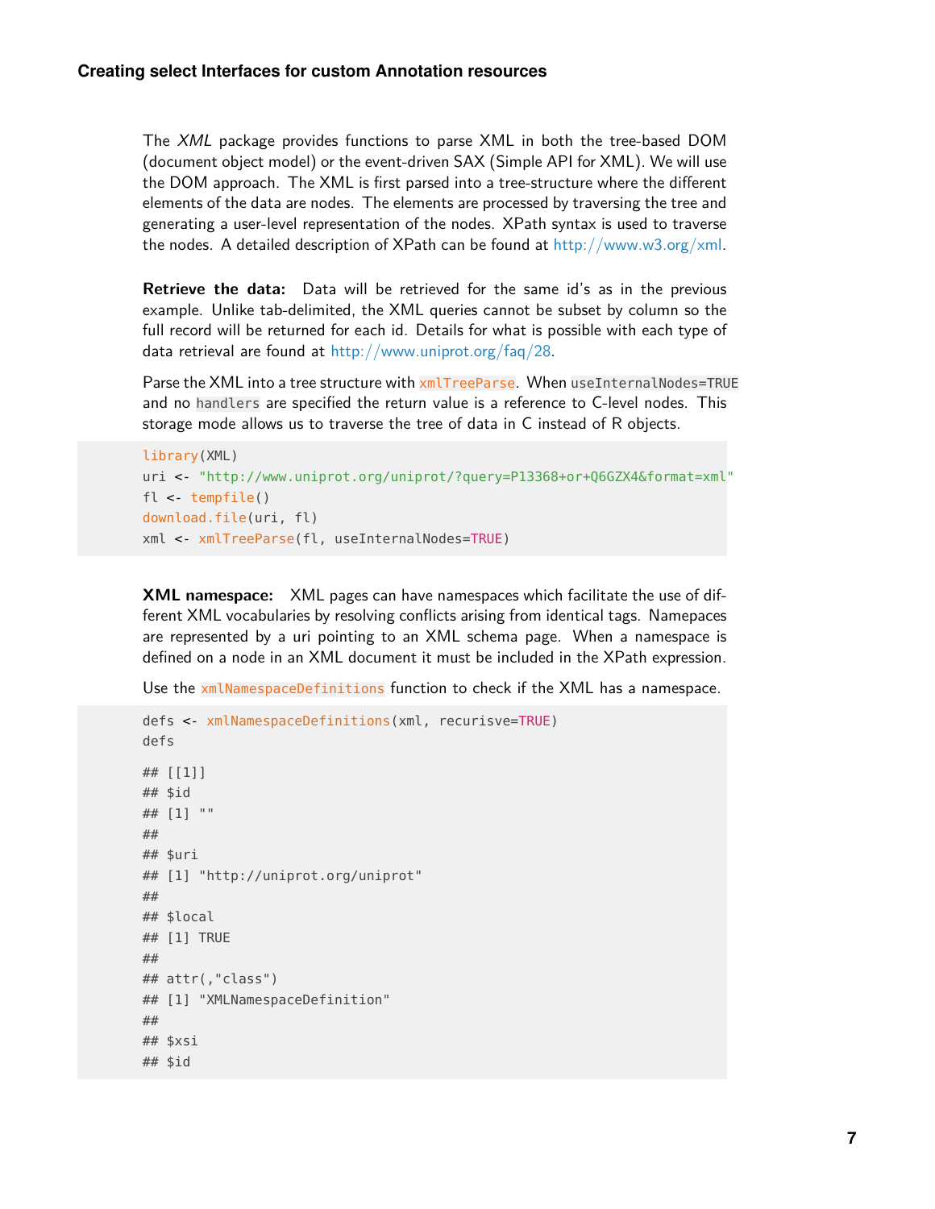The *XML* package provides functions to parse XML in both the tree-based DOM (document object model) or the event-driven SAX (Simple API for XML). We will use the DOM approach. The XML is first parsed into a tree-structure where the different elements of the data are nodes. The elements are processed by traversing the tree and generating a user-level representation of the nodes. XPath syntax is used to traverse the nodes. A detailed description of XPath can be found at http://www.w3.org/xml.

**Retrieve the data:** Data will be retrieved for the same id's as in the previous example. Unlike tab-delimited, the XML queries cannot be subset by column so the full record will be returned for each id. Details for what is possible with each type of data retrieval are found at http://www.uniprot.org/faq/28.

Parse the XML into a tree structure with `xmlTreeParse`. When `useInternalNodes=TRUE` and no `handlers` are specified the return value is a reference to C-level nodes. This storage mode allows us to traverse the tree of data in C instead of R objects.

```
library(XML)
uri <- "http://www.uniprot.org/uniprot/?query=P13368+or+Q6GZX4&format=xml"
fl <- tempfile()
download.file(uri, fl)
xml <- xmlTreeParse(fl, useInternalNodes=TRUE)
```

**XML namespace:** XML pages can have namespaces which facilitate the use of different XML vocabularies by resolving conflicts arising from identical tags. Namepaces are represented by a uri pointing to an XML schema page. When a namespace is defined on a node in an XML document it must be included in the XPath expression.

Use the `xmlNamespaceDefinitions` function to check if the XML has a namespace.

```
defs <- xmlNamespaceDefinitions(xml, recurisve=TRUE)
defs

## [[1]]
## $id
## [1] ""
##
## $uri
## [1] "http://uniprot.org/uniprot"
##
## $local
## [1] TRUE
##
## attr(,"class")
## [1] "XMLNamespaceDefinition"
##
## $xsi
## $id
```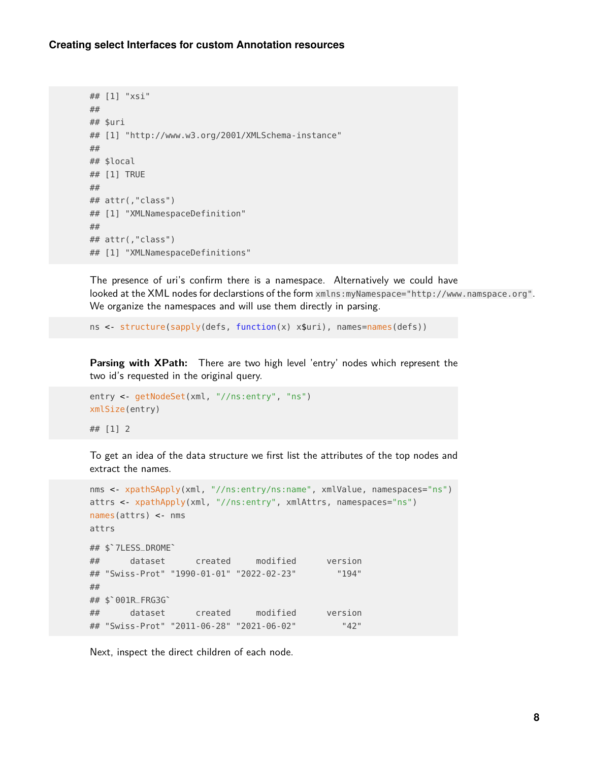```
## [1] "xsi"
##
## $uri
## [1] "http://www.w3.org/2001/XMLSchema-instance"
##
## $local
## [1] TRUE
##
## attr(,"class")
## [1] "XMLNamespaceDefinition"
##
## attr(,"class")
## [1] "XMLNamespaceDefinitions"
```

The presence of uri's confirm there is a namespace. Alternatively we could have looked at the XML nodes for declarstions of the form `xmlns:myNamespace="http://www.namspace.org"`. We organize the namespaces and will use them directly in parsing.

```
ns <- structure(sapply(defs, function(x) x$uri), names=names(defs))
```

**Parsing with XPath:** There are two high level 'entry' nodes which represent the two id's requested in the original query.

```
entry <- getNodeSet(xml, "//ns:entry", "ns")
xmlSize(entry)

## [1] 2
```

To get an idea of the data structure we first list the attributes of the top nodes and extract the names.

```
nms <- xpathSApply(xml, "//ns:entry/ns:name", xmlValue, namespaces="ns")
attrs <- xpathApply(xml, "//ns:entry", xmlAttrs, namespaces="ns")
names(attrs) <- nms
attrs

## $`7LESS_DROME`
##      dataset      created     modified      version
## "Swiss-Prot" "1990-01-01" "2022-02-23"        "194"
##
## $`001R_FRG3G`
##      dataset      created     modified      version
## "Swiss-Prot" "2011-06-28" "2021-06-02"         "42"
```

Next, inspect the direct children of each node.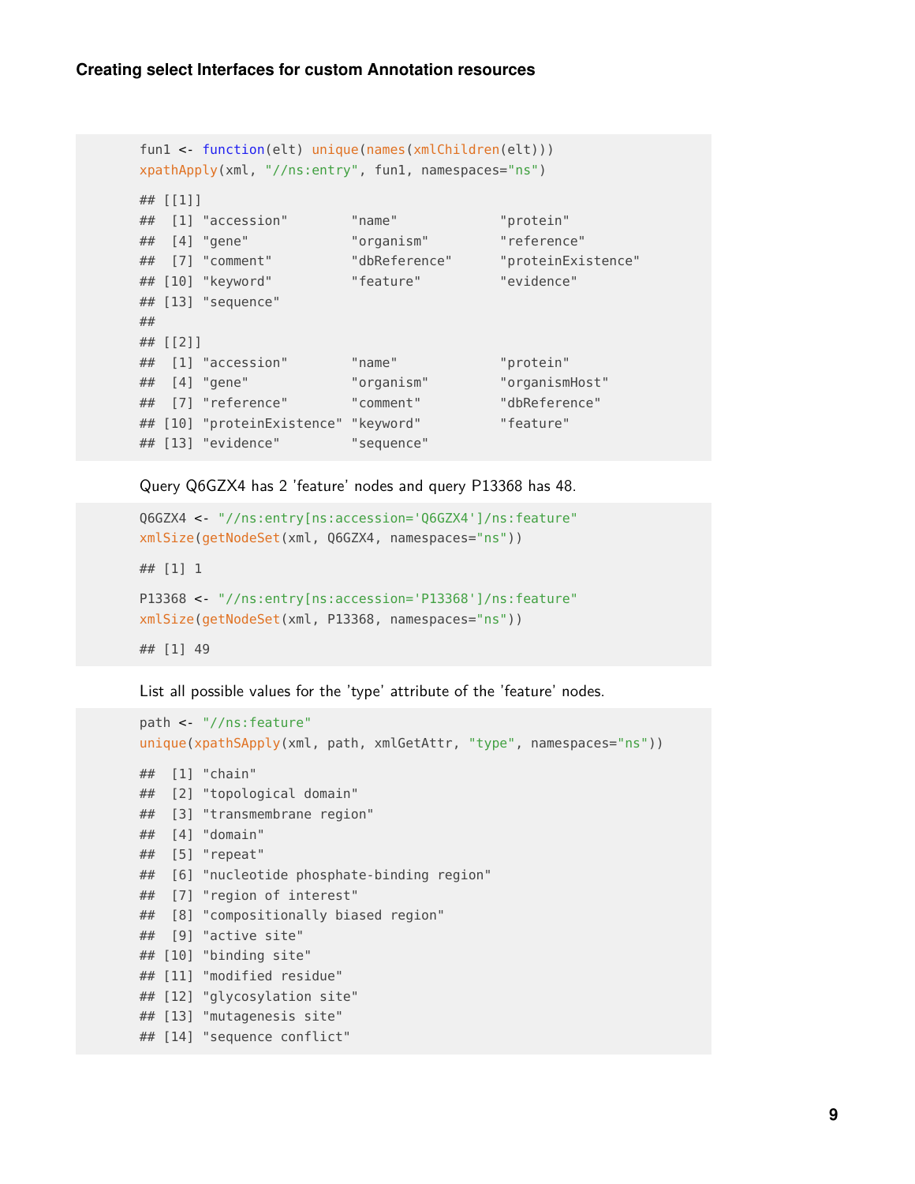```r
fun1 <- function(elt) unique(names(xmlChildren(elt)))
xpathApply(xml, "//ns:entry", fun1, namespaces="ns")

## [[1]]
##  [1] "accession"        "name"             "protein"
##  [4] "gene"             "organism"         "reference"
##  [7] "comment"          "dbReference"      "proteinExistence"
## [10] "keyword"          "feature"          "evidence"
## [13] "sequence"
##
## [[2]]
##  [1] "accession"        "name"             "protein"
##  [4] "gene"             "organism"         "organismHost"
##  [7] "reference"        "comment"          "dbReference"
## [10] "proteinExistence" "keyword"          "feature"
## [13] "evidence"         "sequence"
```

Query Q6GZX4 has 2 'feature' nodes and query P13368 has 48.

```r
Q6GZX4 <- "//ns:entry[ns:accession='Q6GZX4']/ns:feature"
xmlSize(getNodeSet(xml, Q6GZX4, namespaces="ns"))

## [1] 1

P13368 <- "//ns:entry[ns:accession='P13368']/ns:feature"
xmlSize(getNodeSet(xml, P13368, namespaces="ns"))

## [1] 49
```

List all possible values for the 'type' attribute of the 'feature' nodes.

```r
path <- "//ns:feature"
unique(xpathSApply(xml, path, xmlGetAttr, "type", namespaces="ns"))

##  [1] "chain"
##  [2] "topological domain"
##  [3] "transmembrane region"
##  [4] "domain"
##  [5] "repeat"
##  [6] "nucleotide phosphate-binding region"
##  [7] "region of interest"
##  [8] "compositionally biased region"
##  [9] "active site"
## [10] "binding site"
## [11] "modified residue"
## [12] "glycosylation site"
## [13] "mutagenesis site"
## [14] "sequence conflict"
```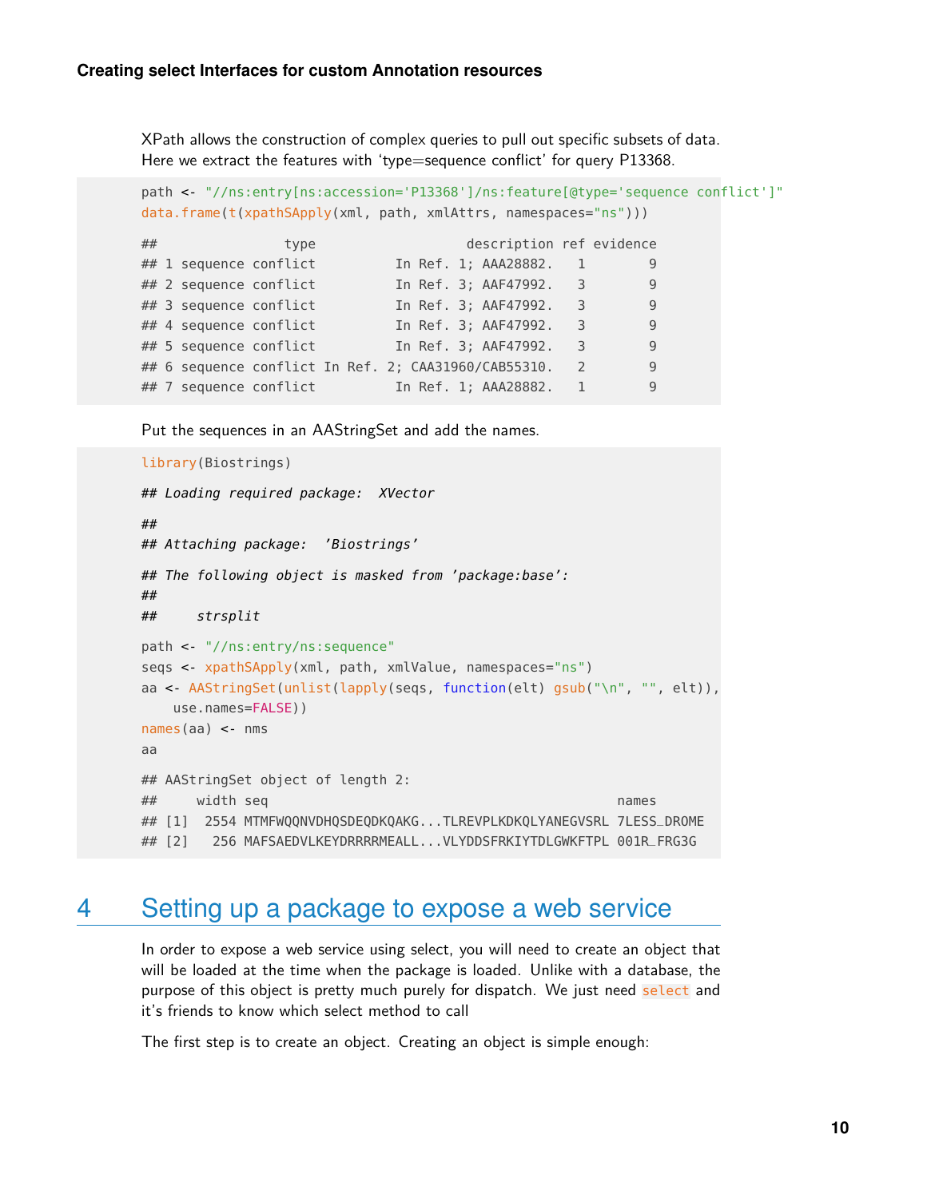XPath allows the construction of complex queries to pull out specific subsets of data. Here we extract the features with 'type=sequence conflict' for query P13368.

```
path <- "//ns:entry[ns:accession='P13368']/ns:feature[@type='sequence conflict']"
data.frame(t(xpathSApply(xml, path, xmlAttrs, namespaces="ns")))

##               type                  description ref evidence
## 1 sequence conflict          In Ref. 1; AAA28882.   1        9
## 2 sequence conflict          In Ref. 3; AAF47992.   3        9
## 3 sequence conflict          In Ref. 3; AAF47992.   3        9
## 4 sequence conflict          In Ref. 3; AAF47992.   3        9
## 5 sequence conflict          In Ref. 3; AAF47992.   3        9
## 6 sequence conflict In Ref. 2; CAA31960/CAB55310.   2        9
## 7 sequence conflict          In Ref. 1; AAA28882.   1        9
```

Put the sequences in an AAStringSet and add the names.

```
library(Biostrings)

## Loading required package:  XVector

##
## Attaching package:  'Biostrings'

## The following object is masked from 'package:base':
##
##     strsplit

path <- "//ns:entry/ns:sequence"
seqs <- xpathSApply(xml, path, xmlValue, namespaces="ns")
aa <- AAStringSet(unlist(lapply(seqs, function(elt) gsub("\n", "", elt)),
    use.names=FALSE))
names(aa) <- nms
aa

## AAStringSet object of length 2:
##     width seq                                               names
## [1]  2554 MTMFWQQNVDHQSDEQDKQAKG...TLREVPLKDKQLYANEGVSRL 7LESS_DROME
## [2]   256 MAFSAEDVLKEYDRRRRMEALL...VLYDDSFRKIYTDLGWKFTPL 001R_FRG3G
```

# 4 Setting up a package to expose a web service

In order to expose a web service using select, you will need to create an object that will be loaded at the time when the package is loaded. Unlike with a database, the purpose of this object is pretty much purely for dispatch. We just need `select` and it's friends to know which select method to call

The first step is to create an object. Creating an object is simple enough: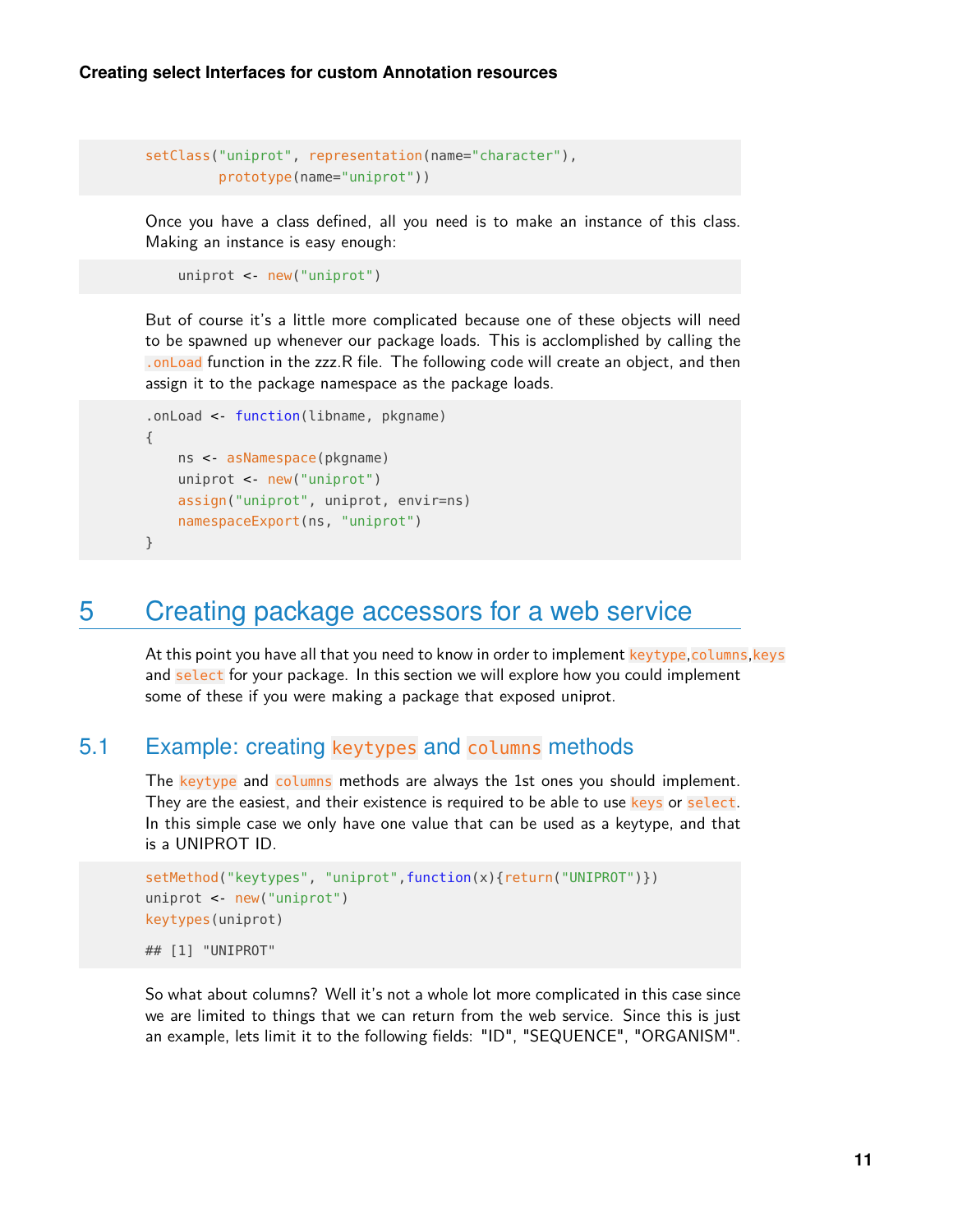```
setClass("uniprot", representation(name="character"),
         prototype(name="uniprot"))
```

Once you have a class defined, all you need is to make an instance of this class. Making an instance is easy enough:

```
    uniprot <- new("uniprot")
```

But of course it's a little more complicated because one of these objects will need to be spawned up whenever our package loads. This is acclomplished by calling the `.onLoad` function in the zzz.R file. The following code will create an object, and then assign it to the package namespace as the package loads.

```
.onLoad <- function(libname, pkgname)
{
    ns <- asNamespace(pkgname)
    uniprot <- new("uniprot")
    assign("uniprot", uniprot, envir=ns)
    namespaceExport(ns, "uniprot")
}
```

# 5 Creating package accessors for a web service

At this point you have all that you need to know in order to implement `keytype`,`columns`,`keys` and `select` for your package. In this section we will explore how you could implement some of these if you were making a package that exposed uniprot.

## 5.1 Example: creating `keytypes` and `columns` methods

The `keytype` and `columns` methods are always the 1st ones you should implement. They are the easiest, and their existence is required to be able to use `keys` or `select`. In this simple case we only have one value that can be used as a keytype, and that is a UNIPROT ID.

```
setMethod("keytypes", "uniprot",function(x){return("UNIPROT")})
uniprot <- new("uniprot")
keytypes(uniprot)

## [1] "UNIPROT"
```

So what about columns? Well it's not a whole lot more complicated in this case since we are limited to things that we can return from the web service. Since this is just an example, lets limit it to the following fields: "ID", "SEQUENCE", "ORGANISM".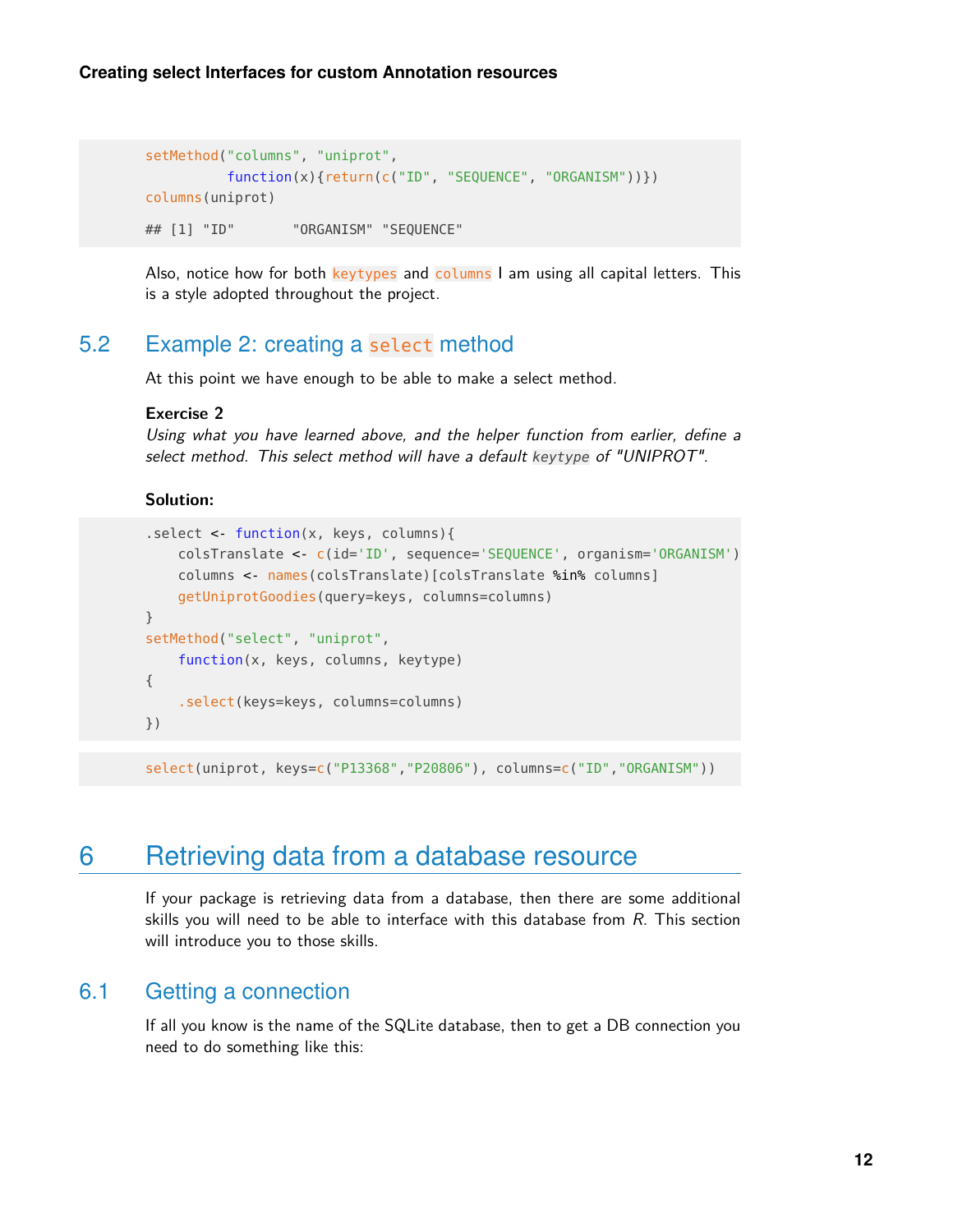```r
setMethod("columns", "uniprot",
          function(x){return(c("ID", "SEQUENCE", "ORGANISM"))})
columns(uniprot)

## [1] "ID"       "ORGANISM" "SEQUENCE"
```

Also, notice how for both `keytypes` and `columns` I am using all capital letters. This is a style adopted throughout the project.

## 5.2 Example 2: creating a `select` method

At this point we have enough to be able to make a select method.

**Exercise 2**
*Using what you have learned above, and the helper function from earlier, define a select method. This select method will have a default* `keytype` *of "UNIPROT".*

**Solution:**

```r
.select <- function(x, keys, columns){
    colsTranslate <- c(id='ID', sequence='SEQUENCE', organism='ORGANISM')
    columns <- names(colsTranslate)[colsTranslate %in% columns]
    getUniprotGoodies(query=keys, columns=columns)
}
setMethod("select", "uniprot",
    function(x, keys, columns, keytype)
{
    .select(keys=keys, columns=columns)
})
```

```r
select(uniprot, keys=c("P13368","P20806"), columns=c("ID","ORGANISM"))
```

# 6 Retrieving data from a database resource

If your package is retrieving data from a database, then there are some additional skills you will need to be able to interface with this database from *R*. This section will introduce you to those skills.

## 6.1 Getting a connection

If all you know is the name of the SQLite database, then to get a DB connection you need to do something like this: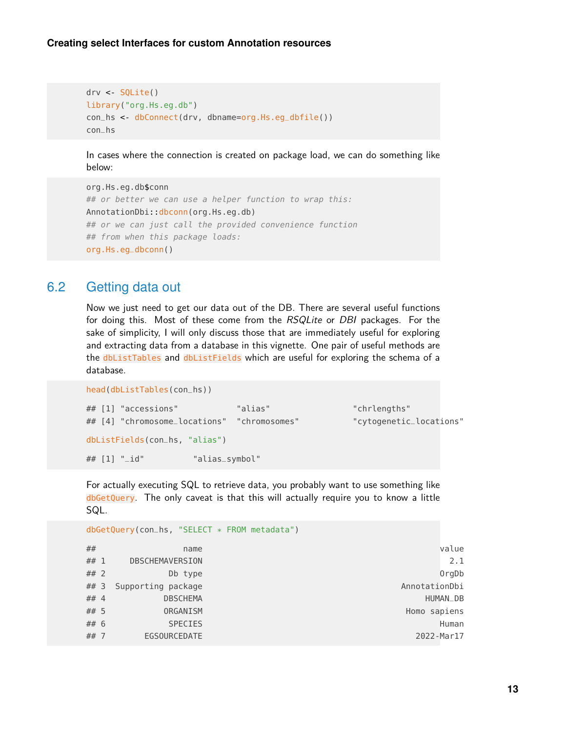```
drv <- SQLite()
library("org.Hs.eg.db")
con_hs <- dbConnect(drv, dbname=org.Hs.eg_dbfile())
con_hs
```

In cases where the connection is created on package load, we can do something like below:

```
org.Hs.eg.db$conn
## or better we can use a helper function to wrap this:
AnnotationDbi::dbconn(org.Hs.eg.db)
## or we can just call the provided convenience function
## from when this package loads:
org.Hs.eg_dbconn()
```

## 6.2 Getting data out

Now we just need to get our data out of the DB. There are several useful functions for doing this. Most of these come from the *RSQLite* or *DBI* packages. For the sake of simplicity, I will only discuss those that are immediately useful for exploring and extracting data from a database in this vignette. One pair of useful methods are the `dbListTables` and `dbListFields` which are useful for exploring the schema of a database.

```
head(dbListTables(con_hs))

## [1] "accessions"            "alias"                 "chrlengths"
## [4] "chromosome_locations"  "chromosomes"           "cytogenetic_locations"

dbListFields(con_hs, "alias")

## [1] "_id"          "alias_symbol"
```

For actually executing SQL to retrieve data, you probably want to use something like `dbGetQuery`. The only caveat is that this will actually require you to know a little SQL.

```
dbGetQuery(con_hs, "SELECT * FROM metadata")

##                  name                                                    value
## 1     DBSCHEMAVERSION                                                      2.1
## 2             Db type                                                    OrgDb
## 3  Supporting package                                            AnnotationDbi
## 4            DBSCHEMA                                                 HUMAN_DB
## 5            ORGANISM                                             Homo sapiens
## 6             SPECIES                                                    Human
## 7        EGSOURCEDATE                                              2022-Mar17
```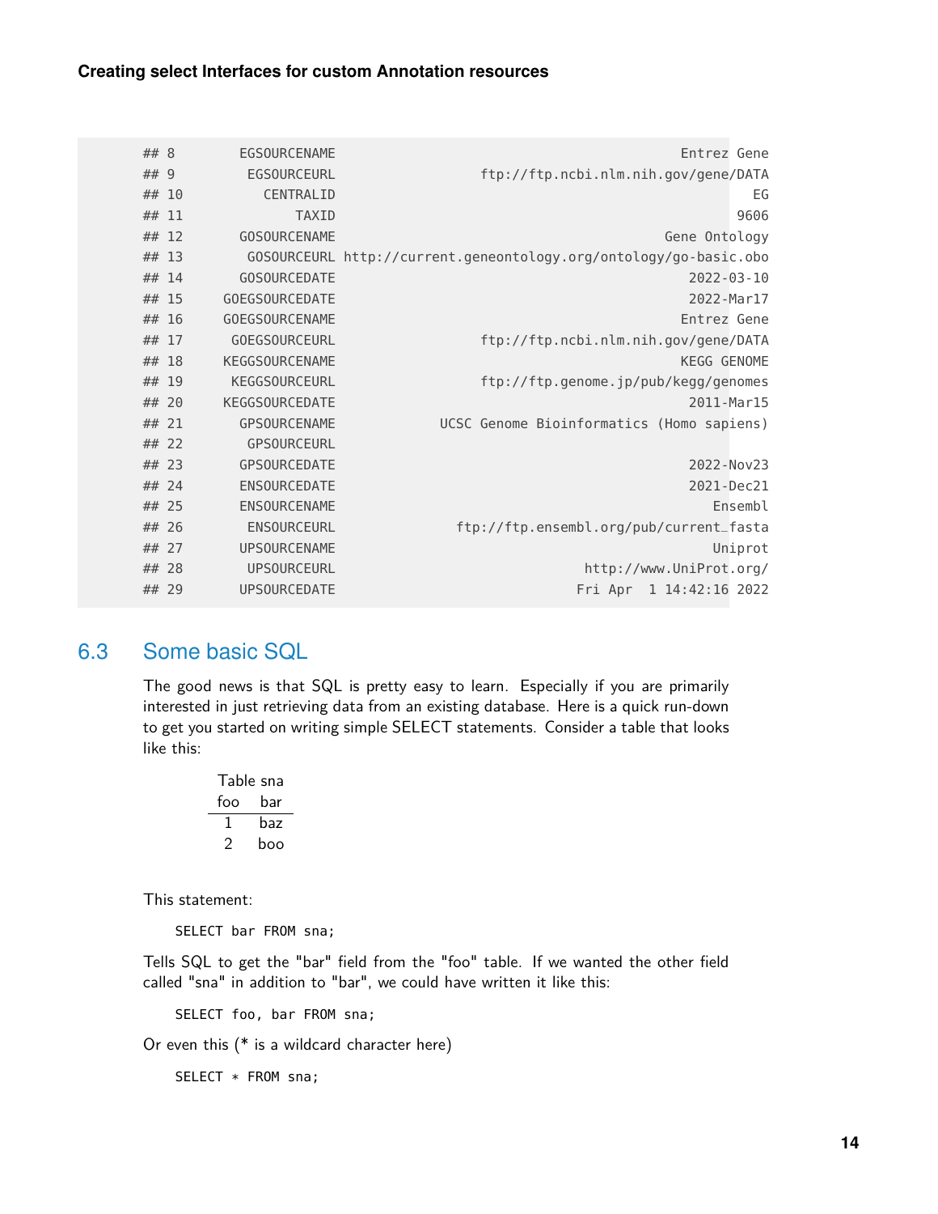```
## 8        EGSOURCENAME                                            Entrez Gene
## 9         EGSOURCEURL                        ftp://ftp.ncbi.nlm.nih.gov/gene/DATA
## 10          CENTRALID                                                     EG
## 11              TAXID                                                   9606
## 12       GOSOURCENAME                                          Gene Ontology
## 13        GOSOURCEURL http://current.geneontology.org/ontology/go-basic.obo
## 14       GOSOURCEDATE                                             2022-03-10
## 15     GOEGSOURCEDATE                                             2022-Mar17
## 16     GOEGSOURCENAME                                            Entrez Gene
## 17      GOEGSOURCEURL                       ftp://ftp.ncbi.nlm.nih.gov/gene/DATA
## 18     KEGGSOURCENAME                                            KEGG GENOME
## 19      KEGGSOURCEURL                       ftp://ftp.genome.jp/pub/kegg/genomes
## 20     KEGGSOURCEDATE                                             2011-Mar15
## 21       GPSOURCENAME               UCSC Genome Bioinformatics (Homo sapiens)
## 22        GPSOURCEURL
## 23       GPSOURCEDATE                                             2022-Nov23
## 24       ENSOURCEDATE                                             2021-Dec21
## 25       ENSOURCENAME                                                Ensembl
## 26        ENSOURCEURL                    ftp://ftp.ensembl.org/pub/current_fasta
## 27       UPSOURCENAME                                                Uniprot
## 28        UPSOURCEURL                                    http://www.UniProt.org/
## 29       UPSOURCEDATE                                Fri Apr  1 14:42:16 2022
```

## 6.3 Some basic SQL

The good news is that SQL is pretty easy to learn. Especially if you are primarily interested in just retrieving data from an existing database. Here is a quick run-down to get you started on writing simple SELECT statements. Consider a table that looks like this:

Table sna

| foo | bar |
|---|---|
| 1 | baz |
| 2 | boo |

This statement:

```
SELECT bar FROM sna;
```

Tells SQL to get the "bar" field from the "foo" table. If we wanted the other field called "sna" in addition to "bar", we could have written it like this:

```
SELECT foo, bar FROM sna;
```

Or even this (* is a wildcard character here)

```
SELECT * FROM sna;
```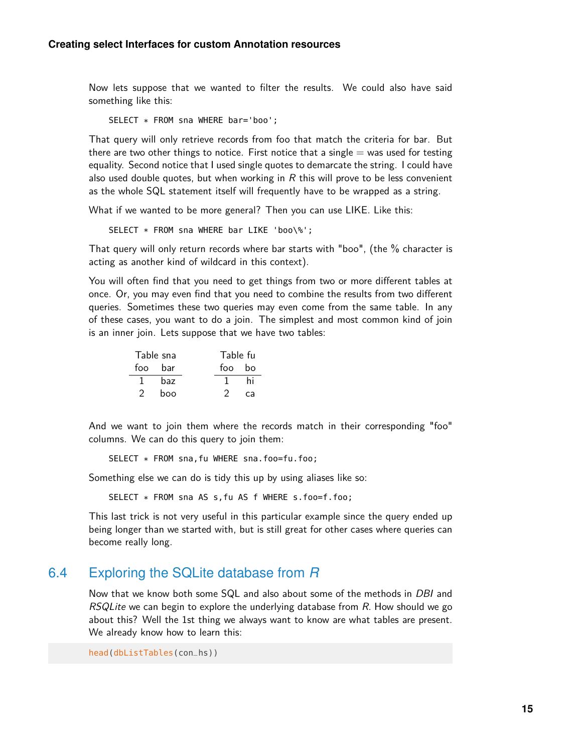Now lets suppose that we wanted to filter the results. We could also have said something like this:

```
SELECT * FROM sna WHERE bar='boo';
```

That query will only retrieve records from foo that match the criteria for bar. But there are two other things to notice. First notice that a single = was used for testing equality. Second notice that I used single quotes to demarcate the string. I could have also used double quotes, but when working in *R* this will prove to be less convenient as the whole SQL statement itself will frequently have to be wrapped as a string.

What if we wanted to be more general? Then you can use LIKE. Like this:

```
SELECT * FROM sna WHERE bar LIKE 'boo\%';
```

That query will only return records where bar starts with "boo", (the % character is acting as another kind of wildcard in this context).

You will often find that you need to get things from two or more different tables at once. Or, you may even find that you need to combine the results from two different queries. Sometimes these two queries may even come from the same table. In any of these cases, you want to do a join. The simplest and most common kind of join is an inner join. Lets suppose that we have two tables:

Table sna

| foo | bar |
|---|---|
| 1 | baz |
| 2 | boo |

Table fu

| foo | bo |
|---|---|
| 1 | hi |
| 2 | ca |

And we want to join them where the records match in their corresponding "foo" columns. We can do this query to join them:

```
SELECT * FROM sna,fu WHERE sna.foo=fu.foo;
```

Something else we can do is tidy this up by using aliases like so:

```
SELECT * FROM sna AS s,fu AS f WHERE s.foo=f.foo;
```

This last trick is not very useful in this particular example since the query ended up being longer than we started with, but is still great for other cases where queries can become really long.

## 6.4 Exploring the SQLite database from *R*

Now that we know both some SQL and also about some of the methods in *DBI* and *RSQLite* we can begin to explore the underlying database from *R*. How should we go about this? Well the 1st thing we always want to know are what tables are present. We already know how to learn this:

```
head(dbListTables(con_hs))
```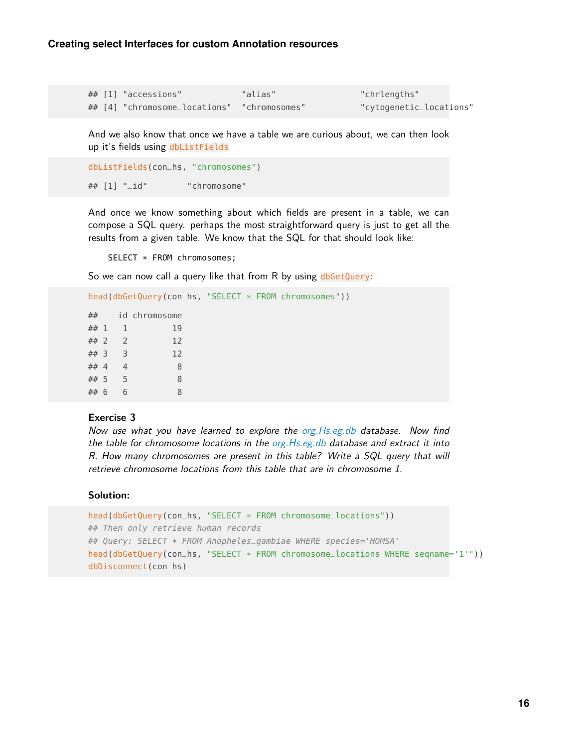```
## [1] "accessions"            "alias"                 "chrlengths"
## [4] "chromosome_locations"  "chromosomes"           "cytogenetic_locations"
```

And we also know that once we have a table we are curious about, we can then look up it's fields using dbListFields

```
dbListFields(con_hs, "chromosomes")

## [1] "_id"        "chromosome"
```

And once we know something about which fields are present in a table, we can compose a SQL query. perhaps the most straightforward query is just to get all the results from a given table. We know that the SQL for that should look like:

```
SELECT * FROM chromosomes;
```

So we can now call a query like that from R by using dbGetQuery:

```
head(dbGetQuery(con_hs, "SELECT * FROM chromosomes"))

##   _id chromosome
## 1   1         19
## 2   2         12
## 3   3         12
## 4   4          8
## 5   5          8
## 6   6          8
```

**Exercise 3**

*Now use what you have learned to explore the org.Hs.eg.db database. Now find the table for chromosome locations in the org.Hs.eg.db database and extract it into R. How many chromosomes are present in this table? Write a SQL query that will retrieve chromosome locations from this table that are in chromosome 1.*

**Solution:**

```
head(dbGetQuery(con_hs, "SELECT * FROM chromosome_locations"))
## Then only retrieve human records
## Query: SELECT * FROM Anopheles_gambiae WHERE species='HOMSA'
head(dbGetQuery(con_hs, "SELECT * FROM chromosome_locations WHERE seqname='1'"))
dbDisconnect(con_hs)
```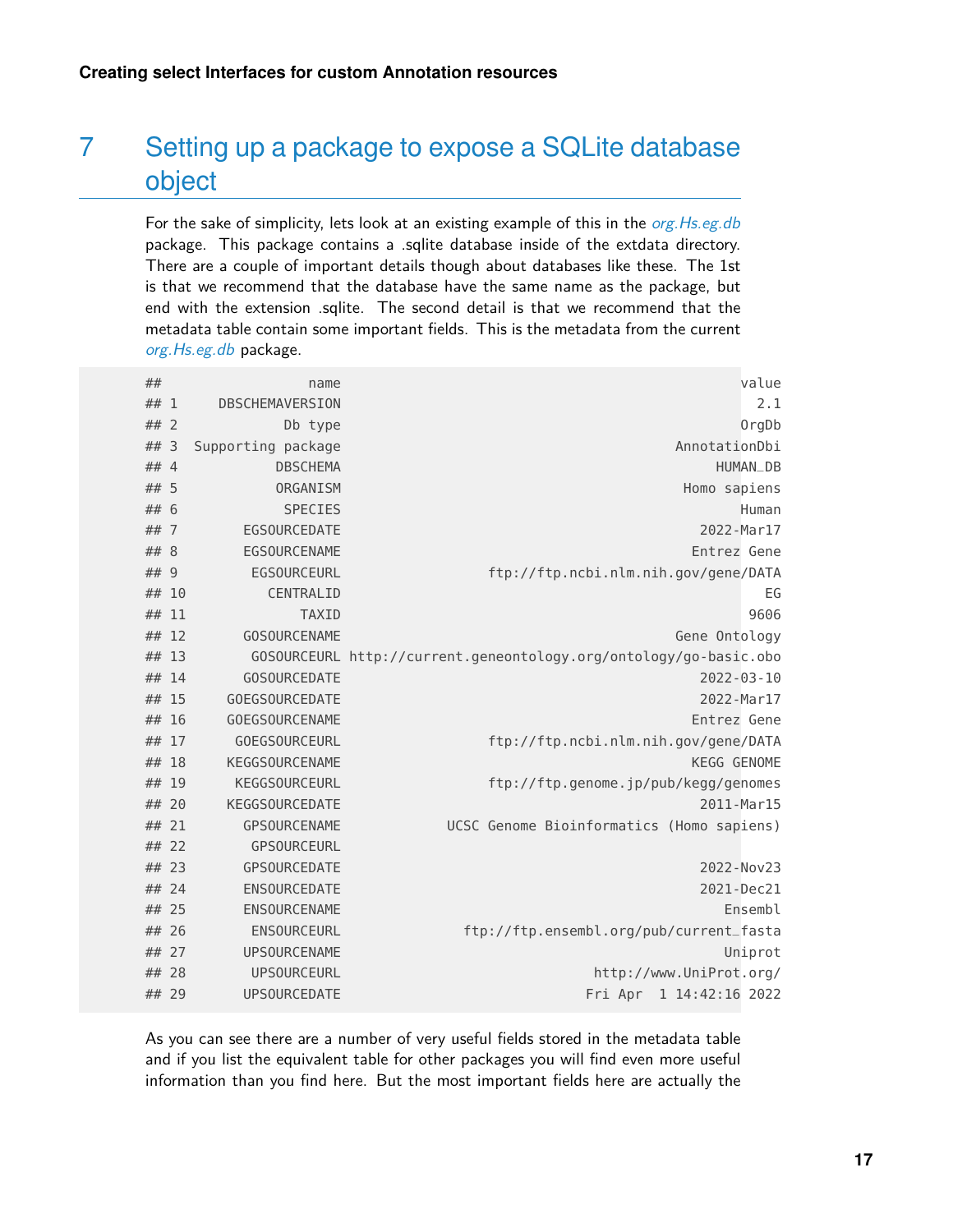# 7 Setting up a package to expose a SQLite database object

For the sake of simplicity, lets look at an existing example of this in the *org.Hs.eg.db* package. This package contains a .sqlite database inside of the extdata directory. There are a couple of important details though about databases like these. The 1st is that we recommend that the database have the same name as the package, but end with the extension .sqlite. The second detail is that we recommend that the metadata table contain some important fields. This is the metadata from the current *org.Hs.eg.db* package.

```
##                  name                                               value
## 1     DBSCHEMAVERSION                                                 2.1
## 2             Db type                                               OrgDb
## 3  Supporting package                                       AnnotationDbi
## 4            DBSCHEMA                                            HUMAN_DB
## 5            ORGANISM                                        Homo sapiens
## 6             SPECIES                                               Human
## 7        EGSOURCEDATE                                          2022-Mar17
## 8        EGSOURCENAME                                         Entrez Gene
## 9         EGSOURCEURL                     ftp://ftp.ncbi.nlm.nih.gov/gene/DATA
## 10          CENTRALID                                                  EG
## 11              TAXID                                                9606
## 12       GOSOURCENAME                                       Gene Ontology
## 13        GOSOURCEURL http://current.geneontology.org/ontology/go-basic.obo
## 14       GOSOURCEDATE                                          2022-03-10
## 15     GOEGSOURCEDATE                                          2022-Mar17
## 16     GOEGSOURCENAME                                         Entrez Gene
## 17      GOEGSOURCEURL                     ftp://ftp.ncbi.nlm.nih.gov/gene/DATA
## 18     KEGGSOURCENAME                                         KEGG GENOME
## 19      KEGGSOURCEURL                     ftp://ftp.genome.jp/pub/kegg/genomes
## 20     KEGGSOURCEDATE                                          2011-Mar15
## 21       GPSOURCENAME              UCSC Genome Bioinformatics (Homo sapiens)
## 22        GPSOURCEURL
## 23       GPSOURCEDATE                                          2022-Nov23
## 24       ENSOURCEDATE                                          2021-Dec21
## 25       ENSOURCENAME                                             Ensembl
## 26        ENSOURCEURL                  ftp://ftp.ensembl.org/pub/current_fasta
## 27       UPSOURCENAME                                             Uniprot
## 28        UPSOURCEURL                                http://www.UniProt.org/
## 29       UPSOURCEDATE                                Fri Apr  1 14:42:16 2022
```

As you can see there are a number of very useful fields stored in the metadata table and if you list the equivalent table for other packages you will find even more useful information than you find here. But the most important fields here are actually the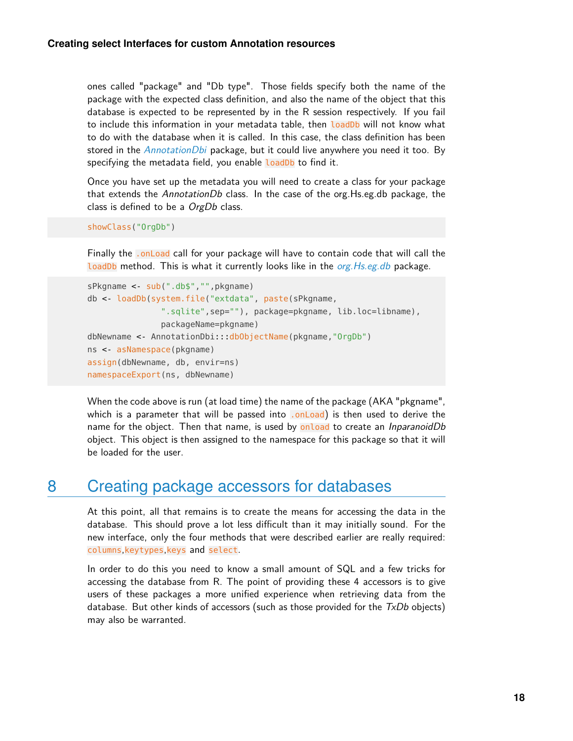ones called "package" and "Db type". Those fields specify both the name of the package with the expected class definition, and also the name of the object that this database is expected to be represented by in the R session respectively. If you fail to include this information in your metadata table, then `loadDb` will not know what to do with the database when it is called. In this case, the class definition has been stored in the *AnnotationDbi* package, but it could live anywhere you need it too. By specifying the metadata field, you enable `loadDb` to find it.

Once you have set up the metadata you will need to create a class for your package that extends the *AnnotationDb* class. In the case of the org.Hs.eg.db package, the class is defined to be a *OrgDb* class.

```
showClass("OrgDb")
```

Finally the `.onLoad` call for your package will have to contain code that will call the `loadDb` method. This is what it currently looks like in the *org.Hs.eg.db* package.

```
sPkgname <- sub(".db$","",pkgname)
db <- loadDb(system.file("extdata", paste(sPkgname,
             ".sqlite",sep=""), package=pkgname, lib.loc=libname),
             packageName=pkgname)
dbNewname <- AnnotationDbi:::dbObjectName(pkgname,"OrgDb")
ns <- asNamespace(pkgname)
assign(dbNewname, db, envir=ns)
namespaceExport(ns, dbNewname)
```

When the code above is run (at load time) the name of the package (AKA "pkgname", which is a parameter that will be passed into `.onLoad`) is then used to derive the name for the object. Then that name, is used by `onload` to create an *InparanoidDb* object. This object is then assigned to the namespace for this package so that it will be loaded for the user.

# 8 Creating package accessors for databases

At this point, all that remains is to create the means for accessing the data in the database. This should prove a lot less difficult than it may initially sound. For the new interface, only the four methods that were described earlier are really required: `columns`,`keytypes`,`keys` and `select`.

In order to do this you need to know a small amount of SQL and a few tricks for accessing the database from R. The point of providing these 4 accessors is to give users of these packages a more unified experience when retrieving data from the database. But other kinds of accessors (such as those provided for the *TxDb* objects) may also be warranted.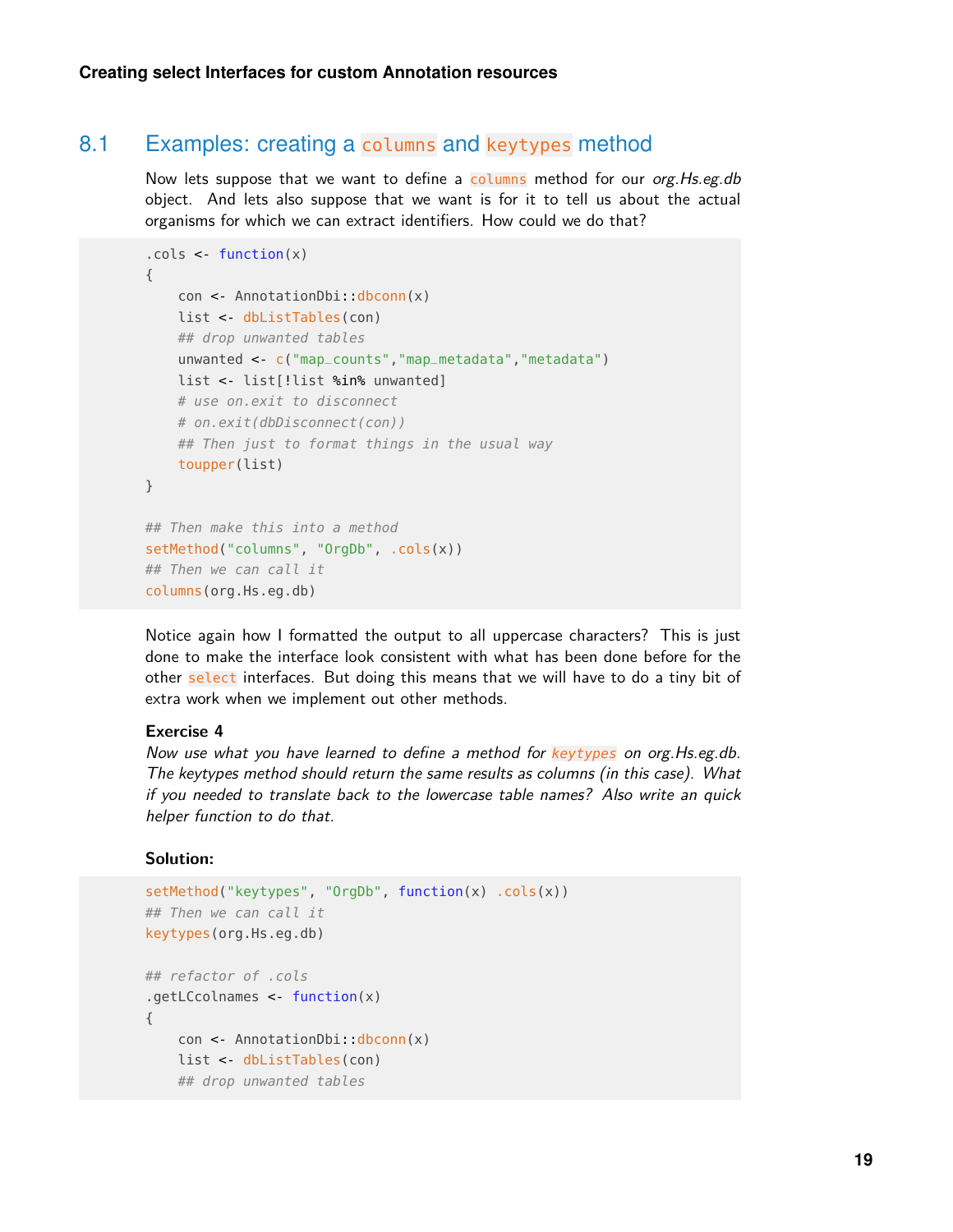## 8.1 Examples: creating a `columns` and `keytypes` method

Now lets suppose that we want to define a `columns` method for our *org.Hs.eg.db* object. And lets also suppose that we want is for it to tell us about the actual organisms for which we can extract identifiers. How could we do that?

```
.cols <- function(x)
{
    con <- AnnotationDbi::dbconn(x)
    list <- dbListTables(con)
    ## drop unwanted tables
    unwanted <- c("map_counts","map_metadata","metadata")
    list <- list[!list %in% unwanted]
    # use on.exit to disconnect
    # on.exit(dbDisconnect(con))
    ## Then just to format things in the usual way
    toupper(list)
}

## Then make this into a method
setMethod("columns", "OrgDb", .cols(x))
## Then we can call it
columns(org.Hs.eg.db)
```

Notice again how I formatted the output to all uppercase characters? This is just done to make the interface look consistent with what has been done before for the other `select` interfaces. But doing this means that we will have to do a tiny bit of extra work when we implement out other methods.

**Exercise 4**

*Now use what you have learned to define a method for `keytypes` on org.Hs.eg.db. The keytypes method should return the same results as columns (in this case). What if you needed to translate back to the lowercase table names? Also write an quick helper function to do that.*

**Solution:**

```
setMethod("keytypes", "OrgDb", function(x) .cols(x))
## Then we can call it
keytypes(org.Hs.eg.db)

## refactor of .cols
.getLCcolnames <- function(x)
{
    con <- AnnotationDbi::dbconn(x)
    list <- dbListTables(con)
    ## drop unwanted tables
```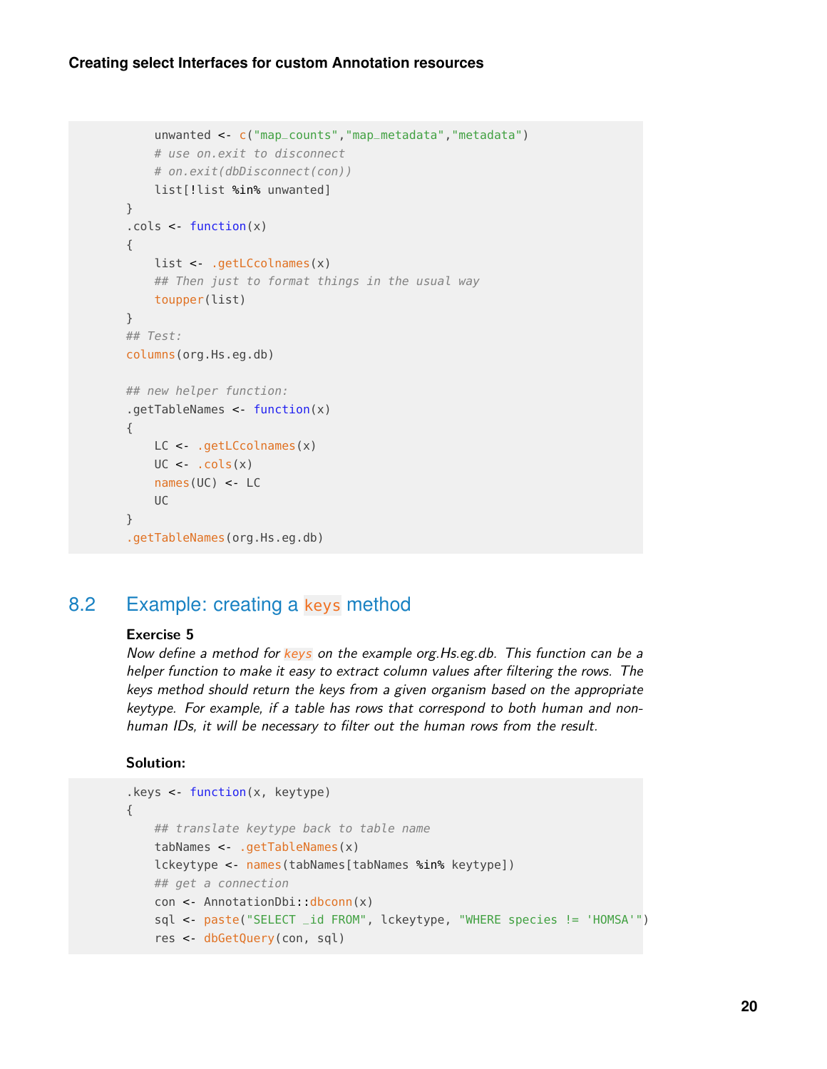```
    unwanted <- c("map_counts","map_metadata","metadata")
    # use on.exit to disconnect
    # on.exit(dbDisconnect(con))
    list[!list %in% unwanted]
}
.cols <- function(x)
{
    list <- .getLCcolnames(x)
    ## Then just to format things in the usual way
    toupper(list)
}
## Test:
columns(org.Hs.eg.db)

## new helper function:
.getTableNames <- function(x)
{
    LC <- .getLCcolnames(x)
    UC <- .cols(x)
    names(UC) <- LC
    UC
}
.getTableNames(org.Hs.eg.db)
```

## 8.2 Example: creating a `keys` method

**Exercise 5**

*Now define a method for `keys` on the example org.Hs.eg.db. This function can be a helper function to make it easy to extract column values after filtering the rows. The keys method should return the keys from a given organism based on the appropriate keytype. For example, if a table has rows that correspond to both human and non-human IDs, it will be necessary to filter out the human rows from the result.*

**Solution:**

```
.keys <- function(x, keytype)
{
    ## translate keytype back to table name
    tabNames <- .getTableNames(x)
    lckeytype <- names(tabNames[tabNames %in% keytype])
    ## get a connection
    con <- AnnotationDbi::dbconn(x)
    sql <- paste("SELECT _id FROM", lckeytype, "WHERE species != 'HOMSA'")
    res <- dbGetQuery(con, sql)
```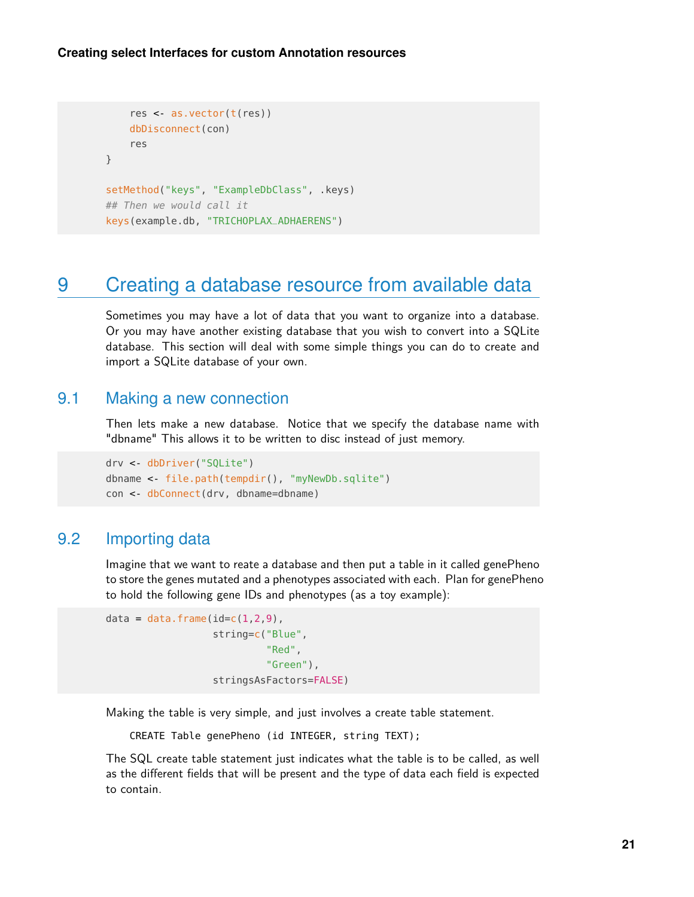```
    res <- as.vector(t(res))
    dbDisconnect(con)
    res
}

setMethod("keys", "ExampleDbClass", .keys)
## Then we would call it
keys(example.db, "TRICHOPLAX_ADHAERENS")
```

# 9 Creating a database resource from available data

Sometimes you may have a lot of data that you want to organize into a database. Or you may have another existing database that you wish to convert into a SQLite database. This section will deal with some simple things you can do to create and import a SQLite database of your own.

## 9.1 Making a new connection

Then lets make a new database. Notice that we specify the database name with "dbname" This allows it to be written to disc instead of just memory.

```
drv <- dbDriver("SQLite")
dbname <- file.path(tempdir(), "myNewDb.sqlite")
con <- dbConnect(drv, dbname=dbname)
```

## 9.2 Importing data

Imagine that we want to reate a database and then put a table in it called genePheno to store the genes mutated and a phenotypes associated with each. Plan for genePheno to hold the following gene IDs and phenotypes (as a toy example):

```
data = data.frame(id=c(1,2,9),
                  string=c("Blue",
                           "Red",
                           "Green"),
                  stringsAsFactors=FALSE)
```

Making the table is very simple, and just involves a create table statement.

```
CREATE Table genePheno (id INTEGER, string TEXT);
```

The SQL create table statement just indicates what the table is to be called, as well as the different fields that will be present and the type of data each field is expected to contain.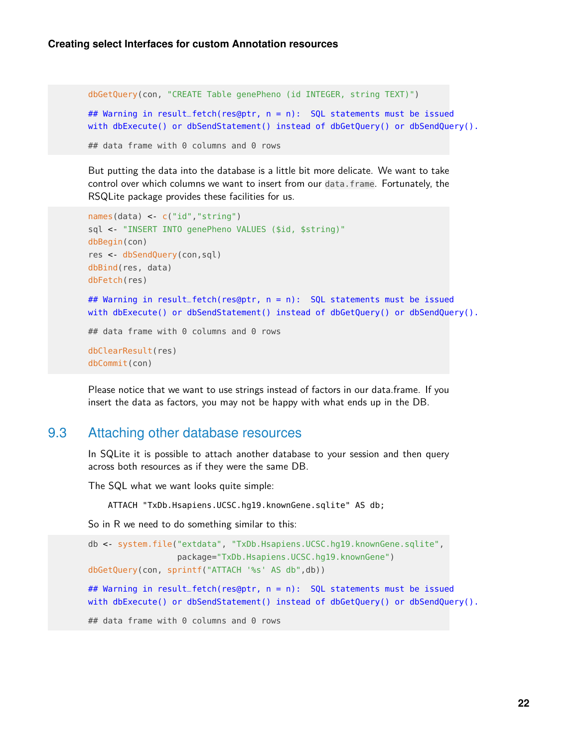```r
dbGetQuery(con, "CREATE Table genePheno (id INTEGER, string TEXT)")

## Warning in result_fetch(res@ptr, n = n):  SQL statements must be issued
with dbExecute() or dbSendStatement() instead of dbGetQuery() or dbSendQuery().

## data frame with 0 columns and 0 rows
```

But putting the data into the database is a little bit more delicate. We want to take control over which columns we want to insert from our `data.frame`. Fortunately, the RSQLite package provides these facilities for us.

```r
names(data) <- c("id","string")
sql <- "INSERT INTO genePheno VALUES ($id, $string)"
dbBegin(con)
res <- dbSendQuery(con,sql)
dbBind(res, data)
dbFetch(res)

## Warning in result_fetch(res@ptr, n = n):  SQL statements must be issued
with dbExecute() or dbSendStatement() instead of dbGetQuery() or dbSendQuery().

## data frame with 0 columns and 0 rows

dbClearResult(res)
dbCommit(con)
```

Please notice that we want to use strings instead of factors in our data.frame. If you insert the data as factors, you may not be happy with what ends up in the DB.

## 9.3 Attaching other database resources

In SQLite it is possible to attach another database to your session and then query across both resources as if they were the same DB.

The SQL what we want looks quite simple:

```
ATTACH "TxDb.Hsapiens.UCSC.hg19.knownGene.sqlite" AS db;
```

So in R we need to do something similar to this:

```r
db <- system.file("extdata", "TxDb.Hsapiens.UCSC.hg19.knownGene.sqlite",
                  package="TxDb.Hsapiens.UCSC.hg19.knownGene")
dbGetQuery(con, sprintf("ATTACH '%s' AS db",db))

## Warning in result_fetch(res@ptr, n = n):  SQL statements must be issued
with dbExecute() or dbSendStatement() instead of dbGetQuery() or dbSendQuery().

## data frame with 0 columns and 0 rows
```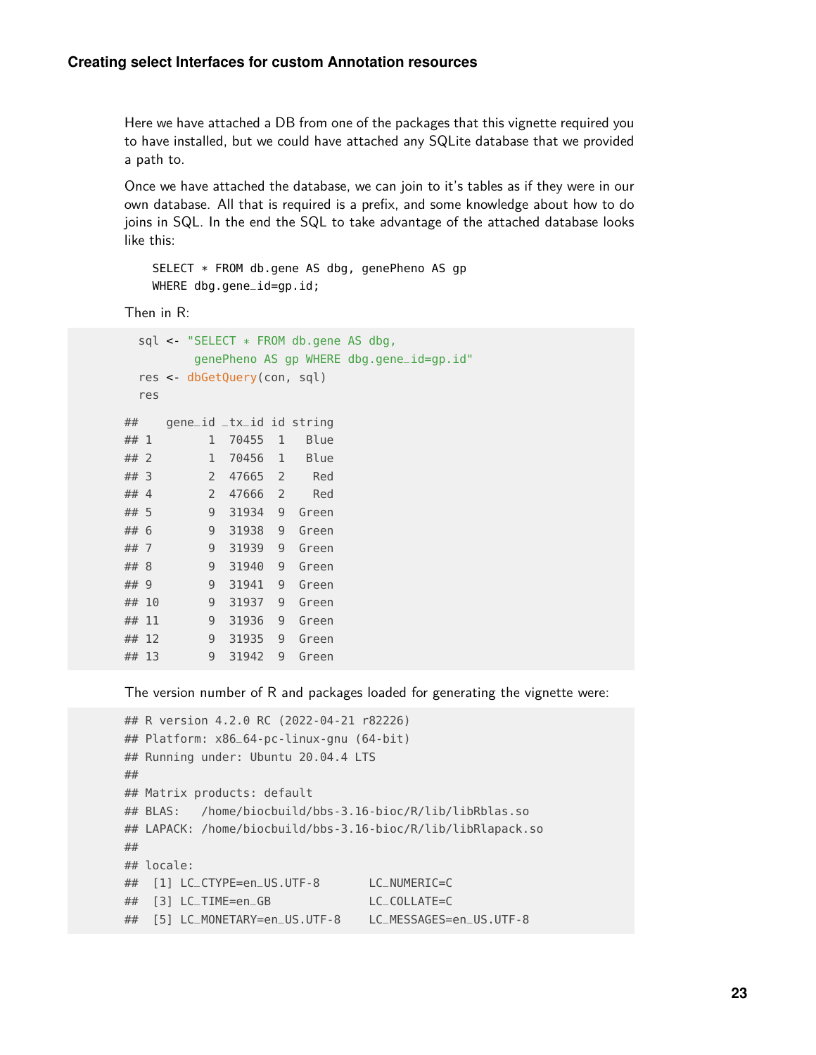Here we have attached a DB from one of the packages that this vignette required you to have installed, but we could have attached any SQLite database that we provided a path to.

Once we have attached the database, we can join to it's tables as if they were in our own database. All that is required is a prefix, and some knowledge about how to do joins in SQL. In the end the SQL to take advantage of the attached database looks like this:

```
SELECT * FROM db.gene AS dbg, genePheno AS gp
WHERE dbg.gene_id=gp.id;
```

Then in R:

```
sql <- "SELECT * FROM db.gene AS dbg,
        genePheno AS gp WHERE dbg.gene_id=gp.id"
res <- dbGetQuery(con, sql)
res

##    gene_id _tx_id id string
## 1        1  70455  1   Blue
## 2        1  70456  1   Blue
## 3        2  47665  2    Red
## 4        2  47666  2    Red
## 5        9  31934  9  Green
## 6        9  31938  9  Green
## 7        9  31939  9  Green
## 8        9  31940  9  Green
## 9        9  31941  9  Green
## 10       9  31937  9  Green
## 11       9  31936  9  Green
## 12       9  31935  9  Green
## 13       9  31942  9  Green
```

The version number of R and packages loaded for generating the vignette were:

```
## R version 4.2.0 RC (2022-04-21 r82226)
## Platform: x86_64-pc-linux-gnu (64-bit)
## Running under: Ubuntu 20.04.4 LTS
##
## Matrix products: default
## BLAS:   /home/biocbuild/bbs-3.16-bioc/R/lib/libRblas.so
## LAPACK: /home/biocbuild/bbs-3.16-bioc/R/lib/libRlapack.so
##
## locale:
##  [1] LC_CTYPE=en_US.UTF-8       LC_NUMERIC=C
##  [3] LC_TIME=en_GB              LC_COLLATE=C
##  [5] LC_MONETARY=en_US.UTF-8    LC_MESSAGES=en_US.UTF-8
```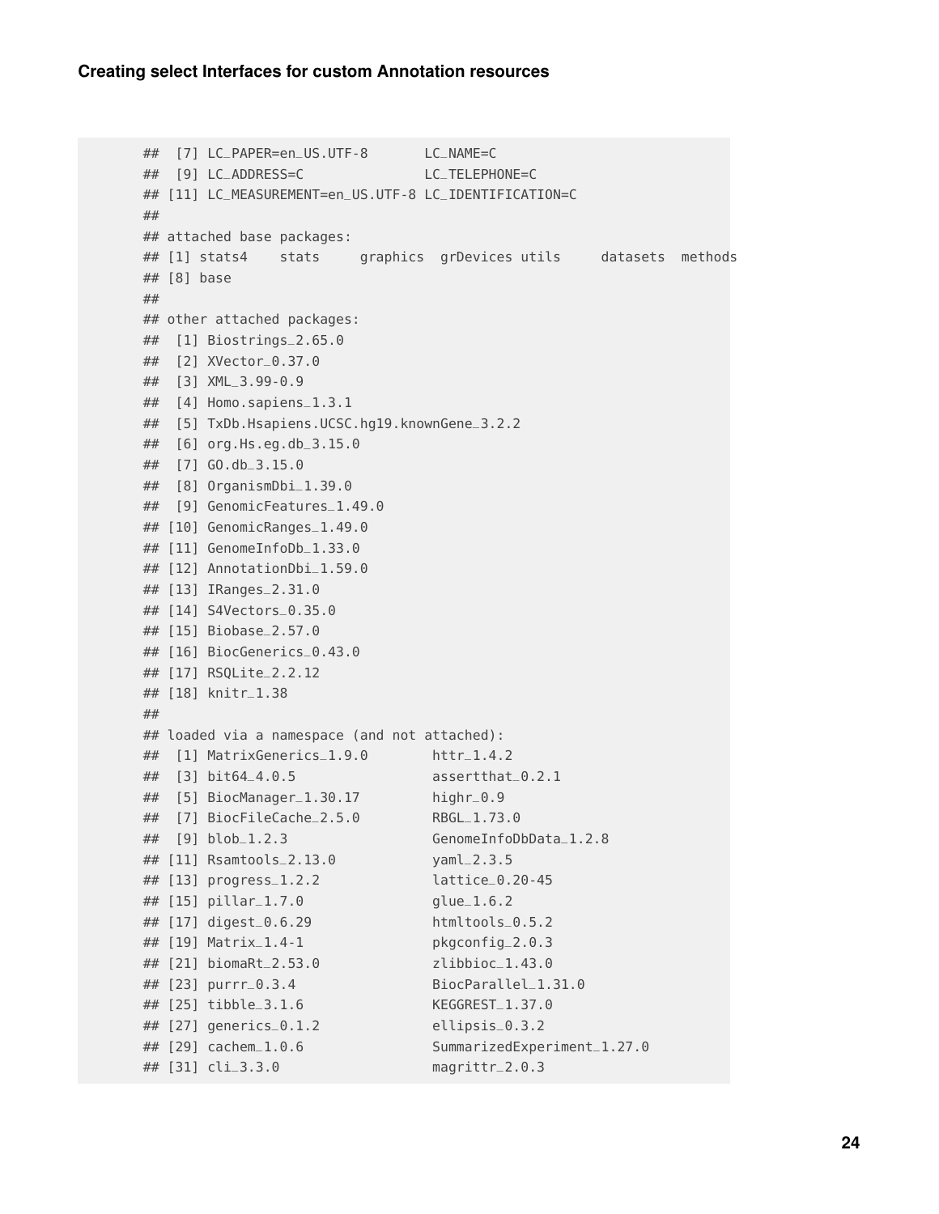```
##  [7] LC_PAPER=en_US.UTF-8       LC_NAME=C
##  [9] LC_ADDRESS=C               LC_TELEPHONE=C
## [11] LC_MEASUREMENT=en_US.UTF-8 LC_IDENTIFICATION=C
##
## attached base packages:
## [1] stats4    stats     graphics  grDevices utils     datasets  methods
## [8] base
##
## other attached packages:
##  [1] Biostrings_2.65.0
##  [2] XVector_0.37.0
##  [3] XML_3.99-0.9
##  [4] Homo.sapiens_1.3.1
##  [5] TxDb.Hsapiens.UCSC.hg19.knownGene_3.2.2
##  [6] org.Hs.eg.db_3.15.0
##  [7] GO.db_3.15.0
##  [8] OrganismDbi_1.39.0
##  [9] GenomicFeatures_1.49.0
## [10] GenomicRanges_1.49.0
## [11] GenomeInfoDb_1.33.0
## [12] AnnotationDbi_1.59.0
## [13] IRanges_2.31.0
## [14] S4Vectors_0.35.0
## [15] Biobase_2.57.0
## [16] BiocGenerics_0.43.0
## [17] RSQLite_2.2.12
## [18] knitr_1.38
##
## loaded via a namespace (and not attached):
##  [1] MatrixGenerics_1.9.0        httr_1.4.2
##  [3] bit64_4.0.5                 assertthat_0.2.1
##  [5] BiocManager_1.30.17         highr_0.9
##  [7] BiocFileCache_2.5.0         RBGL_1.73.0
##  [9] blob_1.2.3                  GenomeInfoDbData_1.2.8
## [11] Rsamtools_2.13.0            yaml_2.3.5
## [13] progress_1.2.2              lattice_0.20-45
## [15] pillar_1.7.0                glue_1.6.2
## [17] digest_0.6.29               htmltools_0.5.2
## [19] Matrix_1.4-1                pkgconfig_2.0.3
## [21] biomaRt_2.53.0              zlibbioc_1.43.0
## [23] purrr_0.3.4                 BiocParallel_1.31.0
## [25] tibble_3.1.6                KEGGREST_1.37.0
## [27] generics_0.1.2              ellipsis_0.3.2
## [29] cachem_1.0.6                SummarizedExperiment_1.27.0
## [31] cli_3.3.0                   magrittr_2.0.3
```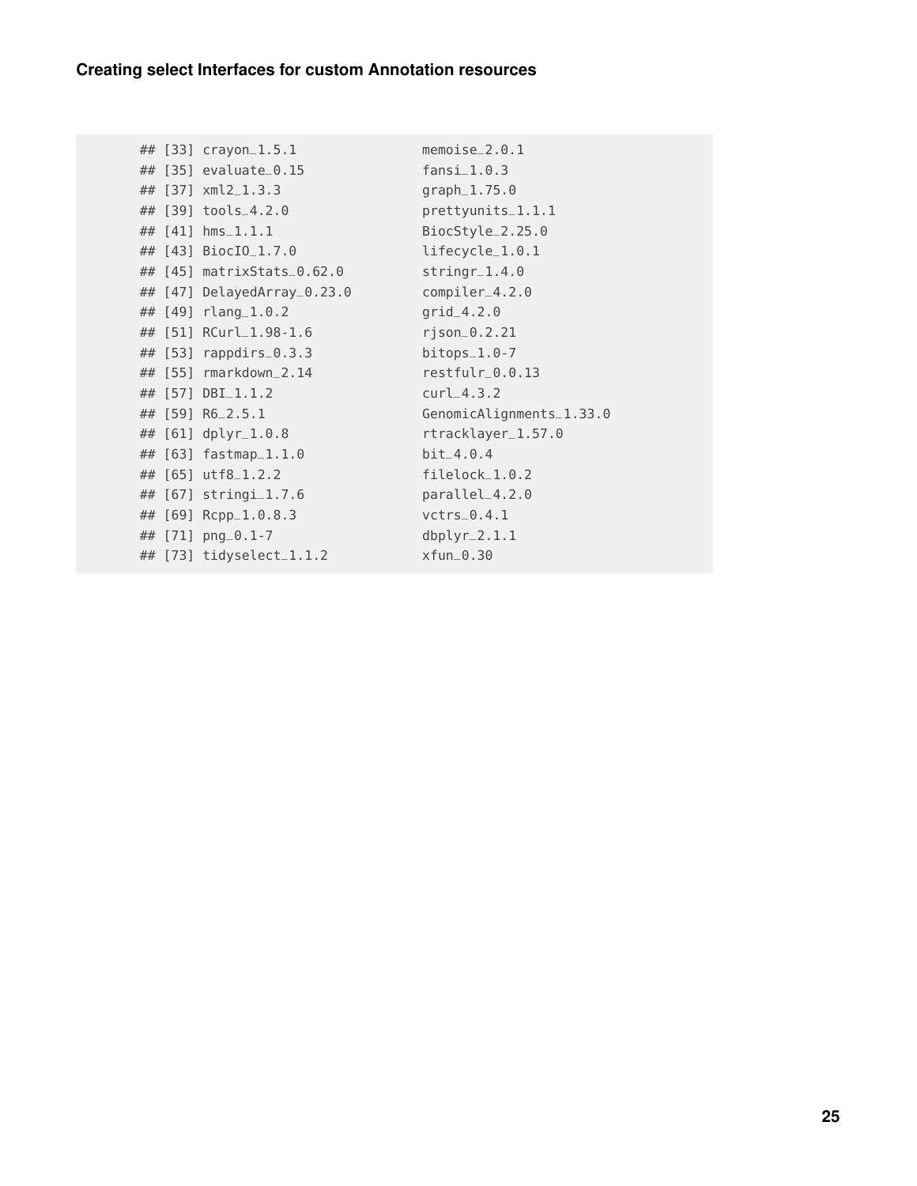```
## [33] crayon_1.5.1                memoise_2.0.1
## [35] evaluate_0.15               fansi_1.0.3
## [37] xml2_1.3.3                  graph_1.75.0
## [39] tools_4.2.0                 prettyunits_1.1.1
## [41] hms_1.1.1                   BiocStyle_2.25.0
## [43] BiocIO_1.7.0                lifecycle_1.0.1
## [45] matrixStats_0.62.0          stringr_1.4.0
## [47] DelayedArray_0.23.0         compiler_4.2.0
## [49] rlang_1.0.2                 grid_4.2.0
## [51] RCurl_1.98-1.6              rjson_0.2.21
## [53] rappdirs_0.3.3              bitops_1.0-7
## [55] rmarkdown_2.14              restfulr_0.0.13
## [57] DBI_1.1.2                   curl_4.3.2
## [59] R6_2.5.1                    GenomicAlignments_1.33.0
## [61] dplyr_1.0.8                 rtracklayer_1.57.0
## [63] fastmap_1.1.0               bit_4.0.4
## [65] utf8_1.2.2                  filelock_1.0.2
## [67] stringi_1.7.6               parallel_4.2.0
## [69] Rcpp_1.0.8.3                vctrs_0.4.1
## [71] png_0.1-7                   dbplyr_2.1.1
## [73] tidyselect_1.1.2            xfun_0.30
```